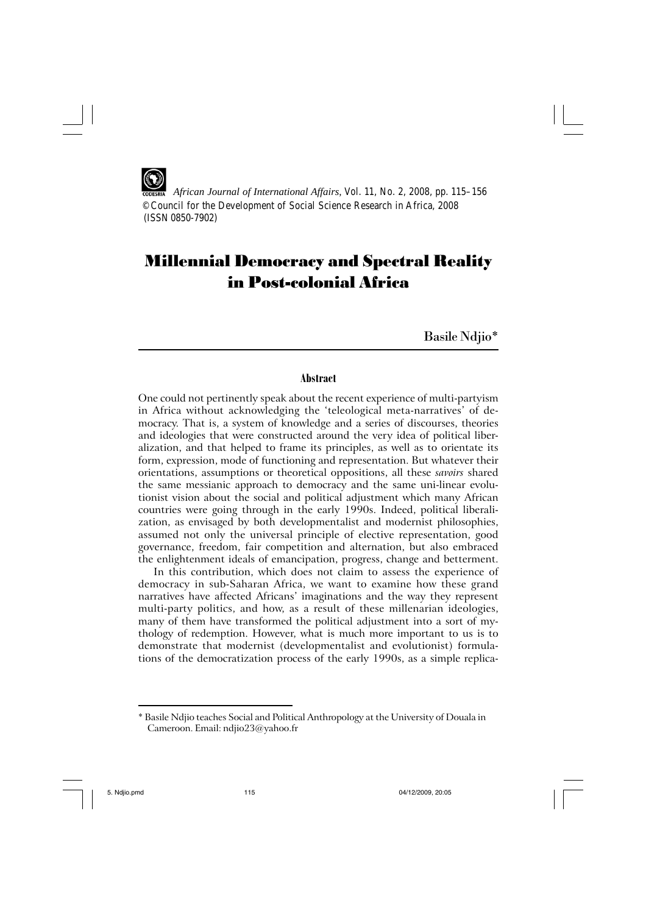*African Journal of International Affairs*, Vol. 11, No. 2, 2008, pp. 115–156
© Council for the Development of Social Science Research in Africa, 2008
(ISSN 0850-7902)

# Millennial Democracy and Spectral Reality in Post-colonial Africa

Basile Ndjio*

## Abstract

One could not pertinently speak about the recent experience of multi-partyism in Africa without acknowledging the 'teleological meta-narratives' of democracy. That is, a system of knowledge and a series of discourses, theories and ideologies that were constructed around the very idea of political liberalization, and that helped to frame its principles, as well as to orientate its form, expression, mode of functioning and representation. But whatever their orientations, assumptions or theoretical oppositions, all these *savoirs* shared the same messianic approach to democracy and the same uni-linear evolutionist vision about the social and political adjustment which many African countries were going through in the early 1990s. Indeed, political liberalization, as envisaged by both developmentalist and modernist philosophies, assumed not only the universal principle of elective representation, good governance, freedom, fair competition and alternation, but also embraced the enlightenment ideals of emancipation, progress, change and betterment.

In this contribution, which does not claim to assess the experience of democracy in sub-Saharan Africa, we want to examine how these grand narratives have affected Africans' imaginations and the way they represent multi-party politics, and how, as a result of these millenarian ideologies, many of them have transformed the political adjustment into a sort of mythology of redemption. However, what is much more important to us is to demonstrate that modernist (developmentalist and evolutionist) formulations of the democratization process of the early 1990s, as a simple replica-

---

* Basile Ndjio teaches Social and Political Anthropology at the University of Douala in Cameroon. Email: ndjio23@yahoo.fr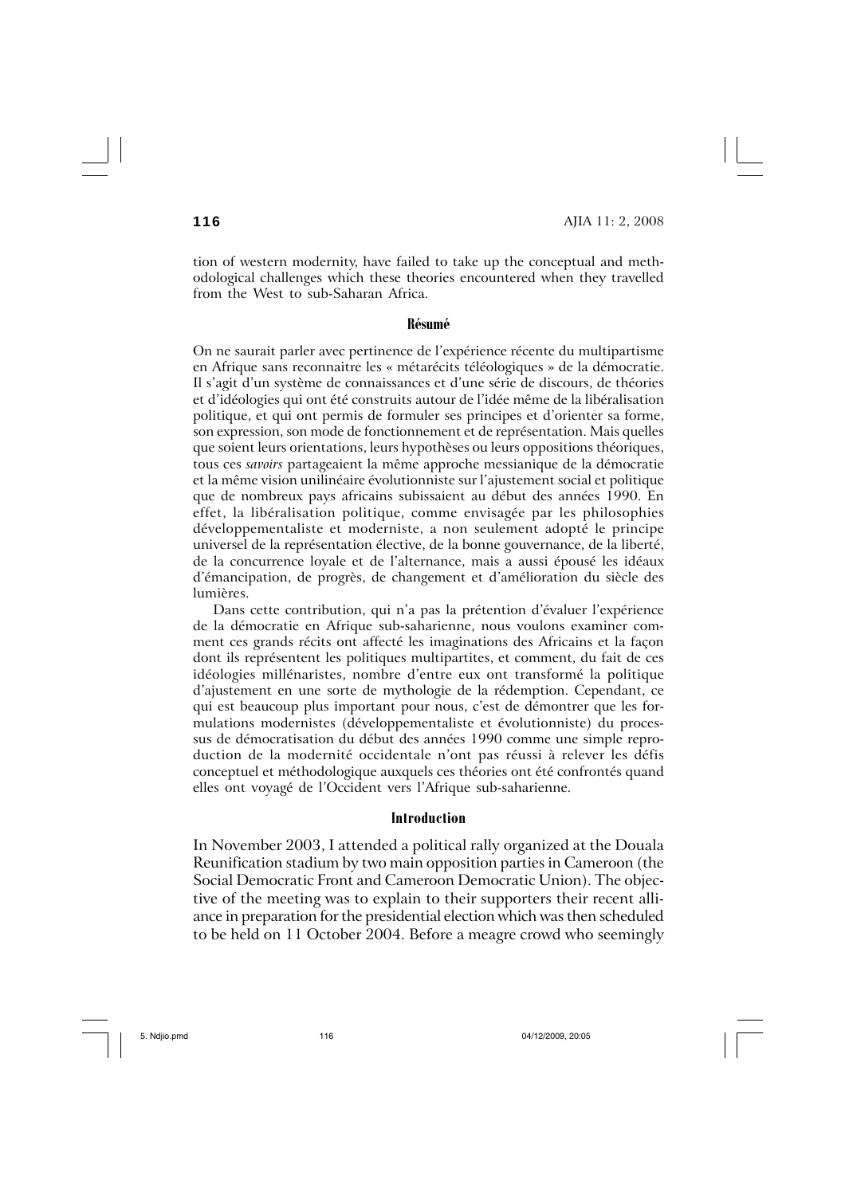tion of western modernity, have failed to take up the conceptual and methodological challenges which these theories encountered when they travelled from the West to sub-Saharan Africa.

## Résumé

On ne saurait parler avec pertinence de l'expérience récente du multipartisme en Afrique sans reconnaitre les « métarécits téléologiques » de la démocratie. Il s'agit d'un système de connaissances et d'une série de discours, de théories et d'idéologies qui ont été construits autour de l'idée même de la libéralisation politique, et qui ont permis de formuler ses principes et d'orienter sa forme, son expression, son mode de fonctionnement et de représentation. Mais quelles que soient leurs orientations, leurs hypothèses ou leurs oppositions théoriques, tous ces *savoirs* partageaient la même approche messianique de la démocratie et la même vision unilinéaire évolutionniste sur l'ajustement social et politique que de nombreux pays africains subissaient au début des années 1990. En effet, la libéralisation politique, comme envisagée par les philosophies développementaliste et moderniste, a non seulement adopté le principe universel de la représentation élective, de la bonne gouvernance, de la liberté, de la concurrence loyale et de l'alternance, mais a aussi épousé les idéaux d'émancipation, de progrès, de changement et d'amélioration du siècle des lumières.

Dans cette contribution, qui n'a pas la prétention d'évaluer l'expérience de la démocratie en Afrique sub-saharienne, nous voulons examiner comment ces grands récits ont affecté les imaginations des Africains et la façon dont ils représentent les politiques multipartites, et comment, du fait de ces idéologies millénaristes, nombre d'entre eux ont transformé la politique d'ajustement en une sorte de mythologie de la rédemption. Cependant, ce qui est beaucoup plus important pour nous, c'est de démontrer que les formulations modernistes (développementaliste et évolutionniste) du processus de démocratisation du début des années 1990 comme une simple reproduction de la modernité occidentale n'ont pas réussi à relever les défis conceptuel et méthodologique auxquels ces théories ont été confrontés quand elles ont voyagé de l'Occident vers l'Afrique sub-saharienne.

## Introduction

In November 2003, I attended a political rally organized at the Douala Reunification stadium by two main opposition parties in Cameroon (the Social Democratic Front and Cameroon Democratic Union). The objective of the meeting was to explain to their supporters their recent alliance in preparation for the presidential election which was then scheduled to be held on 11 October 2004. Before a meagre crowd who seemingly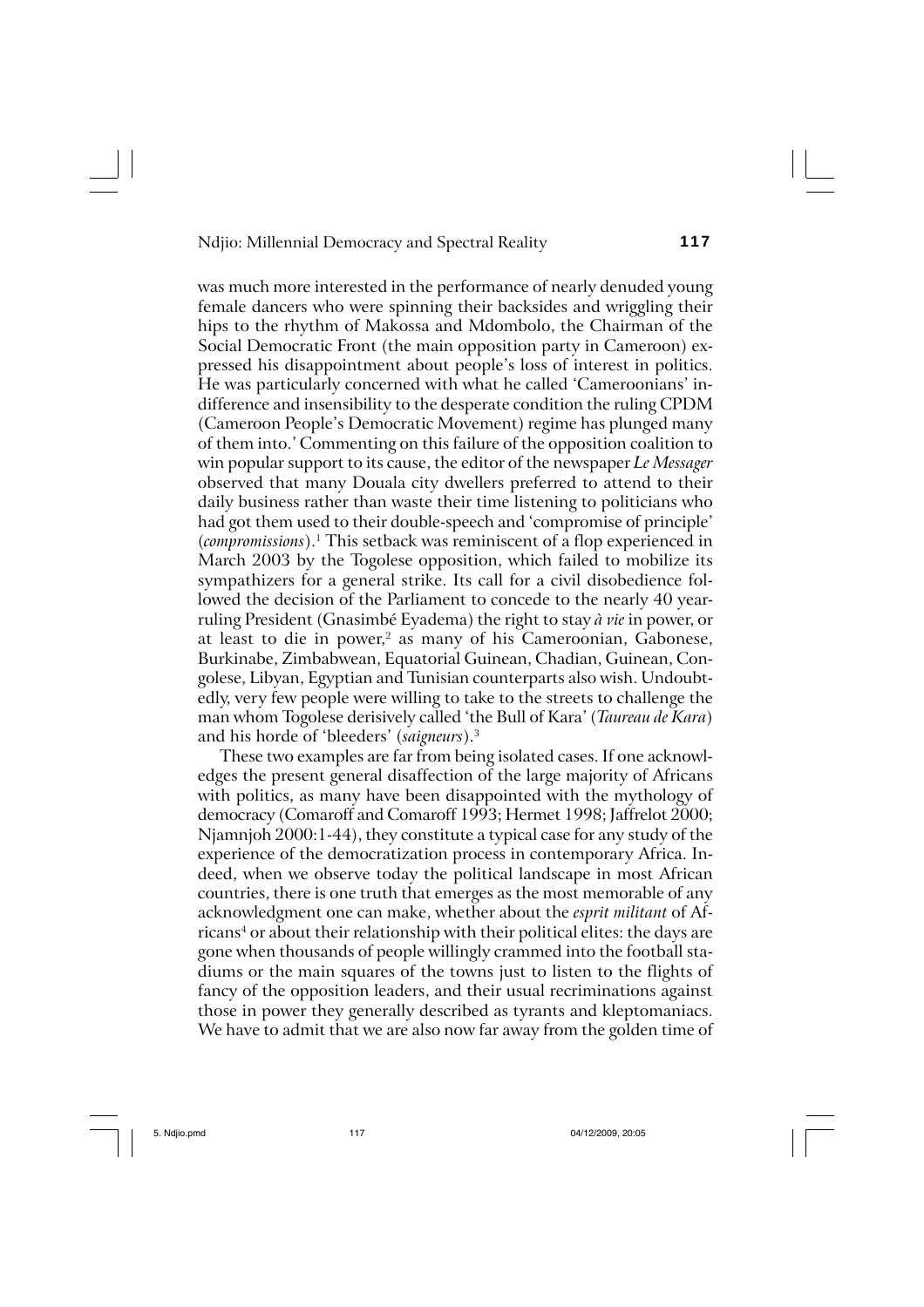was much more interested in the performance of nearly denuded young female dancers who were spinning their backsides and wriggling their hips to the rhythm of Makossa and Mdombolo, the Chairman of the Social Democratic Front (the main opposition party in Cameroon) expressed his disappointment about people's loss of interest in politics. He was particularly concerned with what he called 'Cameroonians' indifference and insensibility to the desperate condition the ruling CPDM (Cameroon People's Democratic Movement) regime has plunged many of them into.' Commenting on this failure of the opposition coalition to win popular support to its cause, the editor of the newspaper *Le Messager* observed that many Douala city dwellers preferred to attend to their daily business rather than waste their time listening to politicians who had got them used to their double-speech and 'compromise of principle' (*compromissions*).[1] This setback was reminiscent of a flop experienced in March 2003 by the Togolese opposition, which failed to mobilize its sympathizers for a general strike. Its call for a civil disobedience followed the decision of the Parliament to concede to the nearly 40 year-ruling President (Gnasimbé Eyadema) the right to stay *à vie* in power, or at least to die in power,[2] as many of his Cameroonian, Gabonese, Burkinabe, Zimbabwean, Equatorial Guinean, Chadian, Guinean, Congolese, Libyan, Egyptian and Tunisian counterparts also wish. Undoubtedly, very few people were willing to take to the streets to challenge the man whom Togolese derisively called 'the Bull of Kara' (*Taureau de Kara*) and his horde of 'bleeders' (*saigneurs*).[3]

These two examples are far from being isolated cases. If one acknowledges the present general disaffection of the large majority of Africans with politics, as many have been disappointed with the mythology of democracy (Comaroff and Comaroff 1993; Hermet 1998; Jaffrelot 2000; Njamnjoh 2000:1-44), they constitute a typical case for any study of the experience of the democratization process in contemporary Africa. Indeed, when we observe today the political landscape in most African countries, there is one truth that emerges as the most memorable of any acknowledgment one can make, whether about the *esprit militant* of Africans[4] or about their relationship with their political elites: the days are gone when thousands of people willingly crammed into the football stadiums or the main squares of the towns just to listen to the flights of fancy of the opposition leaders, and their usual recriminations against those in power they generally described as tyrants and kleptomaniacs. We have to admit that we are also now far away from the golden time of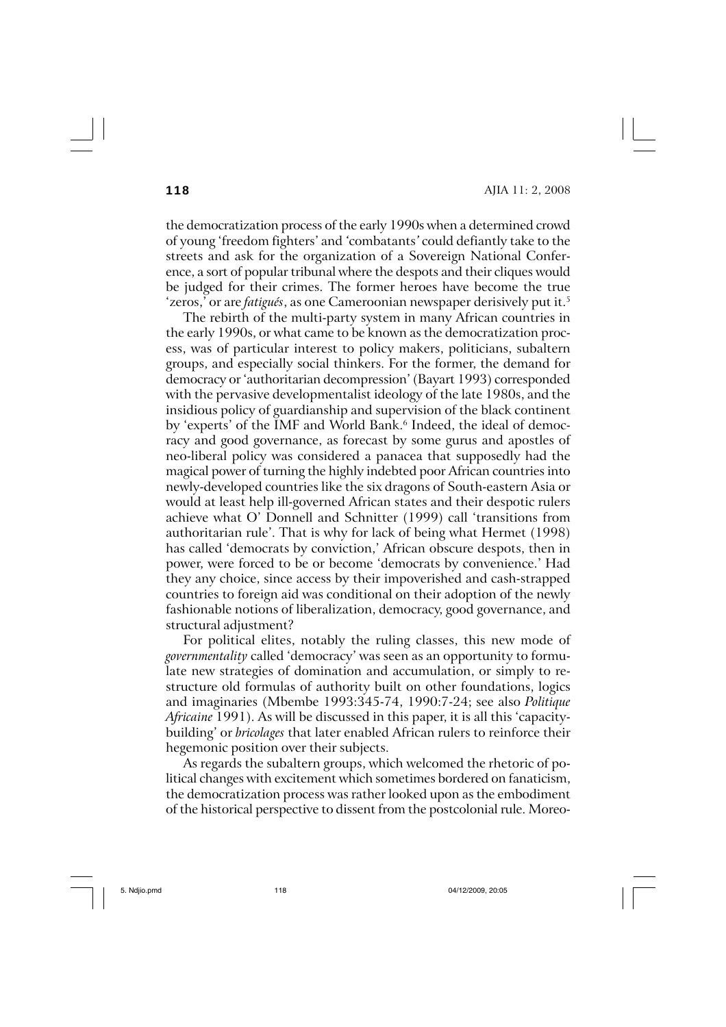the democratization process of the early 1990s when a determined crowd of young 'freedom fighters' and 'combatants' could defiantly take to the streets and ask for the organization of a Sovereign National Conference, a sort of popular tribunal where the despots and their cliques would be judged for their crimes. The former heroes have become the true 'zeros,' or are *fatigués*, as one Cameroonian newspaper derisively put it.[5]

The rebirth of the multi-party system in many African countries in the early 1990s, or what came to be known as the democratization process, was of particular interest to policy makers, politicians, subaltern groups, and especially social thinkers. For the former, the demand for democracy or 'authoritarian decompression' (Bayart 1993) corresponded with the pervasive developmentalist ideology of the late 1980s, and the insidious policy of guardianship and supervision of the black continent by 'experts' of the IMF and World Bank.[6] Indeed, the ideal of democracy and good governance, as forecast by some gurus and apostles of neo-liberal policy was considered a panacea that supposedly had the magical power of turning the highly indebted poor African countries into newly-developed countries like the six dragons of South-eastern Asia or would at least help ill-governed African states and their despotic rulers achieve what O' Donnell and Schnitter (1999) call 'transitions from authoritarian rule'. That is why for lack of being what Hermet (1998) has called 'democrats by conviction,' African obscure despots, then in power, were forced to be or become 'democrats by convenience.' Had they any choice, since access by their impoverished and cash-strapped countries to foreign aid was conditional on their adoption of the newly fashionable notions of liberalization, democracy, good governance, and structural adjustment?

For political elites, notably the ruling classes, this new mode of *governmentality* called 'democracy' was seen as an opportunity to formulate new strategies of domination and accumulation, or simply to restructure old formulas of authority built on other foundations, logics and imaginaries (Mbembe 1993:345-74, 1990:7-24; see also *Politique Africaine* 1991). As will be discussed in this paper, it is all this 'capacity-building' or *bricolages* that later enabled African rulers to reinforce their hegemonic position over their subjects.

As regards the subaltern groups, which welcomed the rhetoric of political changes with excitement which sometimes bordered on fanaticism, the democratization process was rather looked upon as the embodiment of the historical perspective to dissent from the postcolonial rule. Moreo-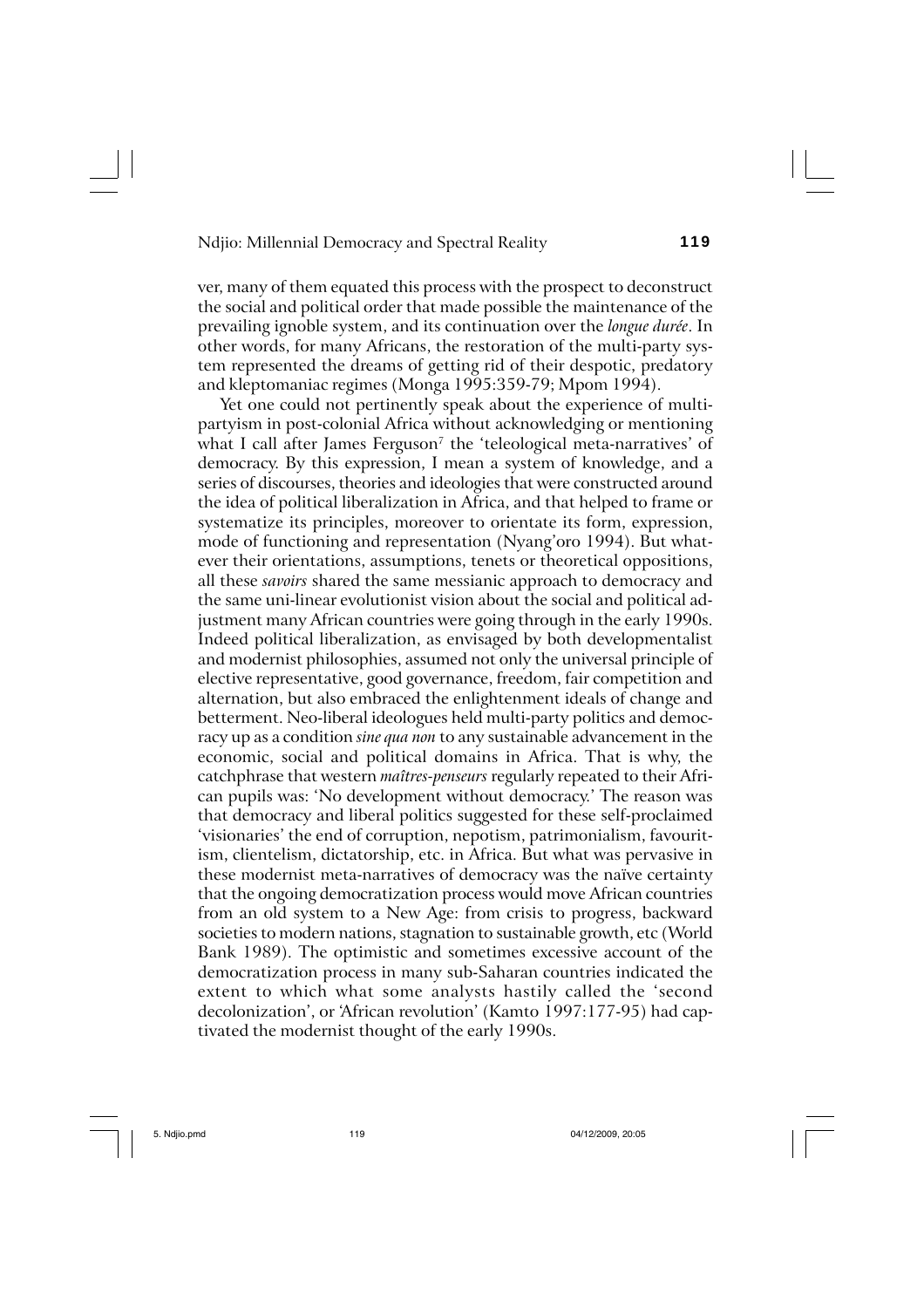ver, many of them equated this process with the prospect to deconstruct the social and political order that made possible the maintenance of the prevailing ignoble system, and its continuation over the *longue durée*. In other words, for many Africans, the restoration of the multi-party system represented the dreams of getting rid of their despotic, predatory and kleptomaniac regimes (Monga 1995:359-79; Mpom 1994).

Yet one could not pertinently speak about the experience of multipartyism in post-colonial Africa without acknowledging or mentioning what I call after James Ferguson[7] the 'teleological meta-narratives' of democracy. By this expression, I mean a system of knowledge, and a series of discourses, theories and ideologies that were constructed around the idea of political liberalization in Africa, and that helped to frame or systematize its principles, moreover to orientate its form, expression, mode of functioning and representation (Nyang'oro 1994). But whatever their orientations, assumptions, tenets or theoretical oppositions, all these *savoirs* shared the same messianic approach to democracy and the same uni-linear evolutionist vision about the social and political adjustment many African countries were going through in the early 1990s. Indeed political liberalization, as envisaged by both developmentalist and modernist philosophies, assumed not only the universal principle of elective representative, good governance, freedom, fair competition and alternation, but also embraced the enlightenment ideals of change and betterment. Neo-liberal ideologues held multi-party politics and democracy up as a condition *sine qua non* to any sustainable advancement in the economic, social and political domains in Africa. That is why, the catchphrase that western *maîtres-penseurs* regularly repeated to their African pupils was: 'No development without democracy.' The reason was that democracy and liberal politics suggested for these self-proclaimed 'visionaries' the end of corruption, nepotism, patrimonialism, favouritism, clientelism, dictatorship, etc. in Africa. But what was pervasive in these modernist meta-narratives of democracy was the naïve certainty that the ongoing democratization process would move African countries from an old system to a New Age: from crisis to progress, backward societies to modern nations, stagnation to sustainable growth, etc (World Bank 1989). The optimistic and sometimes excessive account of the democratization process in many sub-Saharan countries indicated the extent to which what some analysts hastily called the 'second decolonization', or 'African revolution' (Kamto 1997:177-95) had captivated the modernist thought of the early 1990s.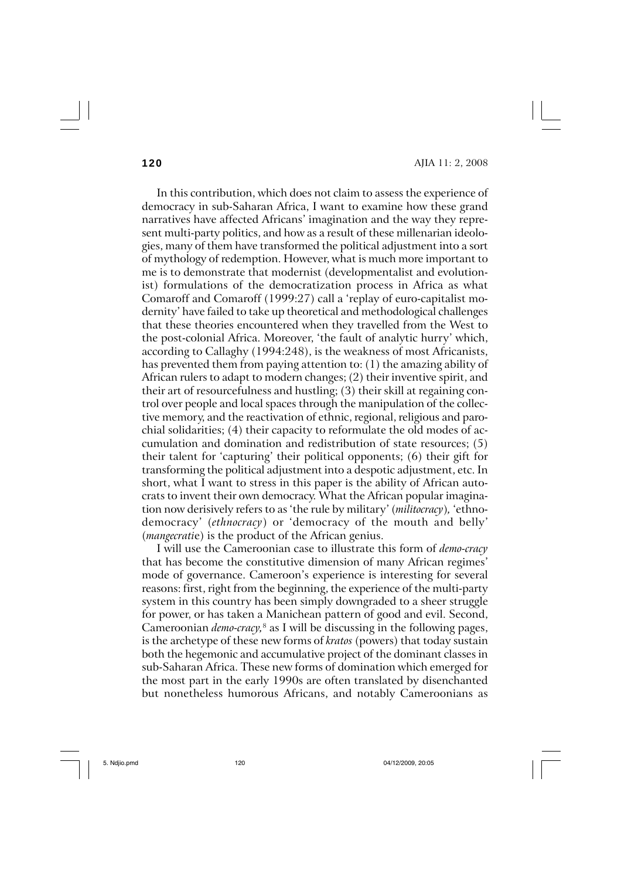In this contribution, which does not claim to assess the experience of democracy in sub-Saharan Africa, I want to examine how these grand narratives have affected Africans' imagination and the way they represent multi-party politics, and how as a result of these millenarian ideologies, many of them have transformed the political adjustment into a sort of mythology of redemption. However, what is much more important to me is to demonstrate that modernist (developmentalist and evolutionist) formulations of the democratization process in Africa as what Comaroff and Comaroff (1999:27) call a 'replay of euro-capitalist modernity' have failed to take up theoretical and methodological challenges that these theories encountered when they travelled from the West to the post-colonial Africa. Moreover, 'the fault of analytic hurry' which, according to Callaghy (1994:248), is the weakness of most Africanists, has prevented them from paying attention to: (1) the amazing ability of African rulers to adapt to modern changes; (2) their inventive spirit, and their art of resourcefulness and hustling; (3) their skill at regaining control over people and local spaces through the manipulation of the collective memory, and the reactivation of ethnic, regional, religious and parochial solidarities; (4) their capacity to reformulate the old modes of accumulation and domination and redistribution of state resources; (5) their talent for 'capturing' their political opponents; (6) their gift for transforming the political adjustment into a despotic adjustment, etc. In short, what I want to stress in this paper is the ability of African autocrats to invent their own democracy. What the African popular imagination now derisively refers to as 'the rule by military' (*militocracy*), 'ethnodemocracy' (*ethnocracy*) or 'democracy of the mouth and belly' (*mangecratie*) is the product of the African genius.

I will use the Cameroonian case to illustrate this form of *demo-cracy* that has become the constitutive dimension of many African regimes' mode of governance. Cameroon's experience is interesting for several reasons: first, right from the beginning, the experience of the multi-party system in this country has been simply downgraded to a sheer struggle for power, or has taken a Manichean pattern of good and evil. Second, Cameroonian *demo-cracy,*[8] as I will be discussing in the following pages, is the archetype of these new forms of *kratos* (powers) that today sustain both the hegemonic and accumulative project of the dominant classes in sub-Saharan Africa. These new forms of domination which emerged for the most part in the early 1990s are often translated by disenchanted but nonetheless humorous Africans, and notably Cameroonians as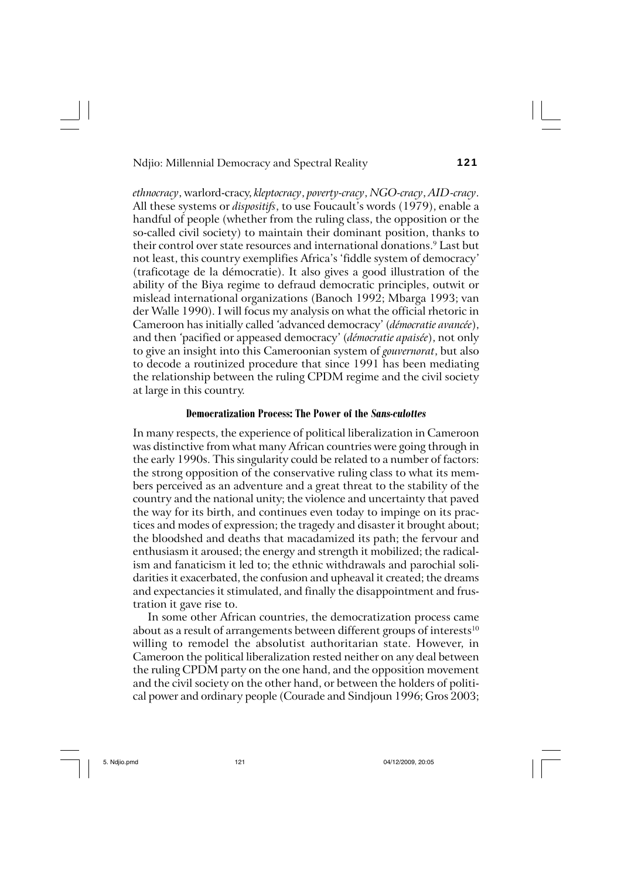*ethnocracy*, warlord-cracy, *kleptocracy*, *poverty-cracy*, *NGO-cracy*, *AID-cracy*. All these systems or *dispositifs*, to use Foucault's words (1979), enable a handful of people (whether from the ruling class, the opposition or the so-called civil society) to maintain their dominant position, thanks to their control over state resources and international donations.[9] Last but not least, this country exemplifies Africa's 'fiddle system of democracy' (traficotage de la démocratie). It also gives a good illustration of the ability of the Biya regime to defraud democratic principles, outwit or mislead international organizations (Banoch 1992; Mbarga 1993; van der Walle 1990). I will focus my analysis on what the official rhetoric in Cameroon has initially called 'advanced democracy' (*démocratie avancée*), and then 'pacified or appeased democracy' (*démocratie apaisée*), not only to give an insight into this Cameroonian system of *gouvernorat*, but also to decode a routinized procedure that since 1991 has been mediating the relationship between the ruling CPDM regime and the civil society at large in this country.

### Democratization Process: The Power of the *Sans-culottes*

In many respects, the experience of political liberalization in Cameroon was distinctive from what many African countries were going through in the early 1990s. This singularity could be related to a number of factors: the strong opposition of the conservative ruling class to what its members perceived as an adventure and a great threat to the stability of the country and the national unity; the violence and uncertainty that paved the way for its birth, and continues even today to impinge on its practices and modes of expression; the tragedy and disaster it brought about; the bloodshed and deaths that macadamized its path; the fervour and enthusiasm it aroused; the energy and strength it mobilized; the radicalism and fanaticism it led to; the ethnic withdrawals and parochial solidarities it exacerbated, the confusion and upheaval it created; the dreams and expectancies it stimulated, and finally the disappointment and frustration it gave rise to.

In some other African countries, the democratization process came about as a result of arrangements between different groups of interests[10] willing to remodel the absolutist authoritarian state. However, in Cameroon the political liberalization rested neither on any deal between the ruling CPDM party on the one hand, and the opposition movement and the civil society on the other hand, or between the holders of political power and ordinary people (Courade and Sindjoun 1996; Gros 2003;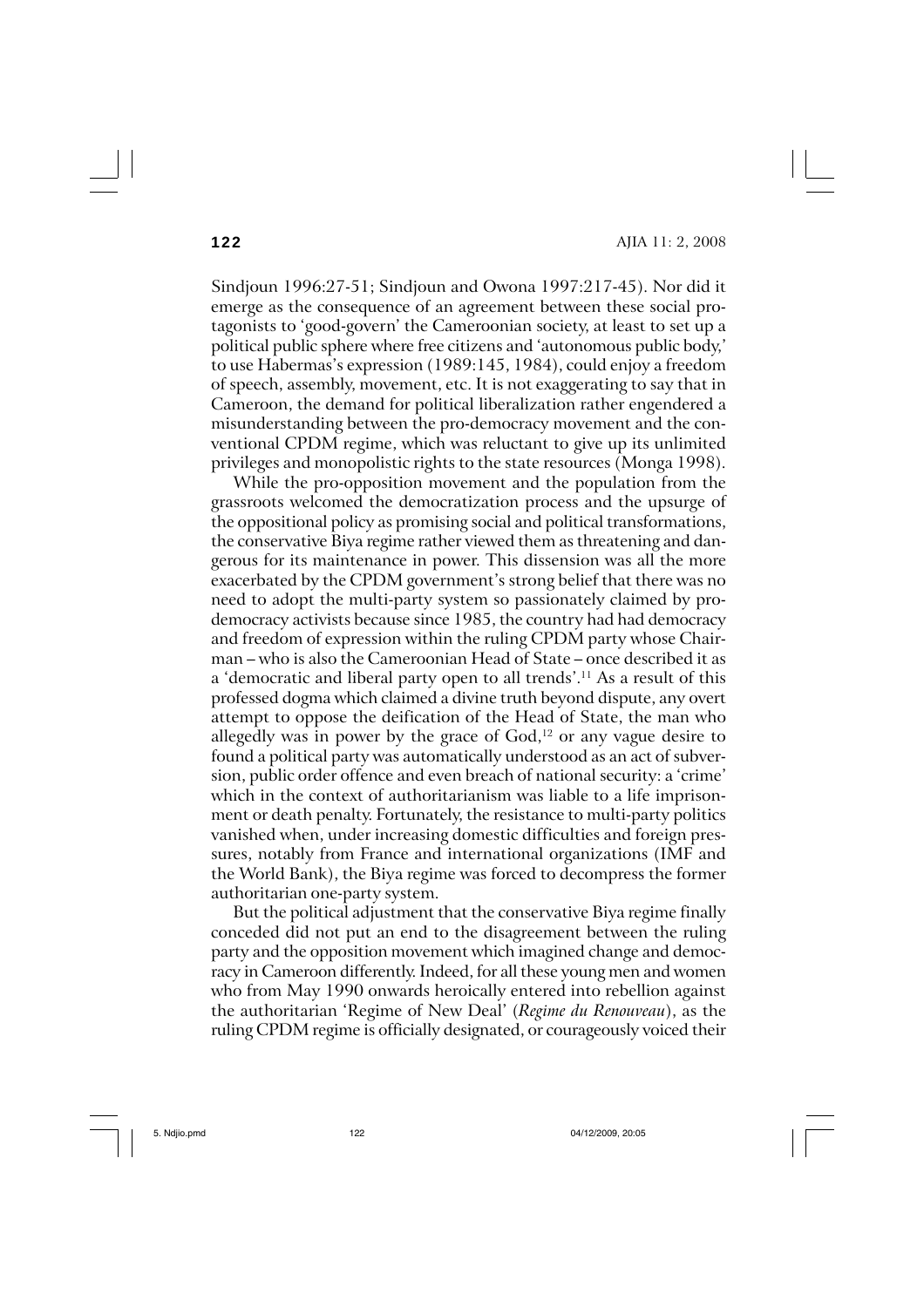Sindjoun 1996:27-51; Sindjoun and Owona 1997:217-45). Nor did it emerge as the consequence of an agreement between these social protagonists to 'good-govern' the Cameroonian society, at least to set up a political public sphere where free citizens and 'autonomous public body,' to use Habermas's expression (1989:145, 1984), could enjoy a freedom of speech, assembly, movement, etc. It is not exaggerating to say that in Cameroon, the demand for political liberalization rather engendered a misunderstanding between the pro-democracy movement and the conventional CPDM regime, which was reluctant to give up its unlimited privileges and monopolistic rights to the state resources (Monga 1998).

While the pro-opposition movement and the population from the grassroots welcomed the democratization process and the upsurge of the oppositional policy as promising social and political transformations, the conservative Biya regime rather viewed them as threatening and dangerous for its maintenance in power. This dissension was all the more exacerbated by the CPDM government's strong belief that there was no need to adopt the multi-party system so passionately claimed by pro-democracy activists because since 1985, the country had had democracy and freedom of expression within the ruling CPDM party whose Chairman – who is also the Cameroonian Head of State – once described it as a 'democratic and liberal party open to all trends'.[11] As a result of this professed dogma which claimed a divine truth beyond dispute, any overt attempt to oppose the deification of the Head of State, the man who allegedly was in power by the grace of God,[12] or any vague desire to found a political party was automatically understood as an act of subversion, public order offence and even breach of national security: a 'crime' which in the context of authoritarianism was liable to a life imprisonment or death penalty. Fortunately, the resistance to multi-party politics vanished when, under increasing domestic difficulties and foreign pressures, notably from France and international organizations (IMF and the World Bank), the Biya regime was forced to decompress the former authoritarian one-party system.

But the political adjustment that the conservative Biya regime finally conceded did not put an end to the disagreement between the ruling party and the opposition movement which imagined change and democracy in Cameroon differently. Indeed, for all these young men and women who from May 1990 onwards heroically entered into rebellion against the authoritarian 'Regime of New Deal' (*Regime du Renouveau*), as the ruling CPDM regime is officially designated, or courageously voiced their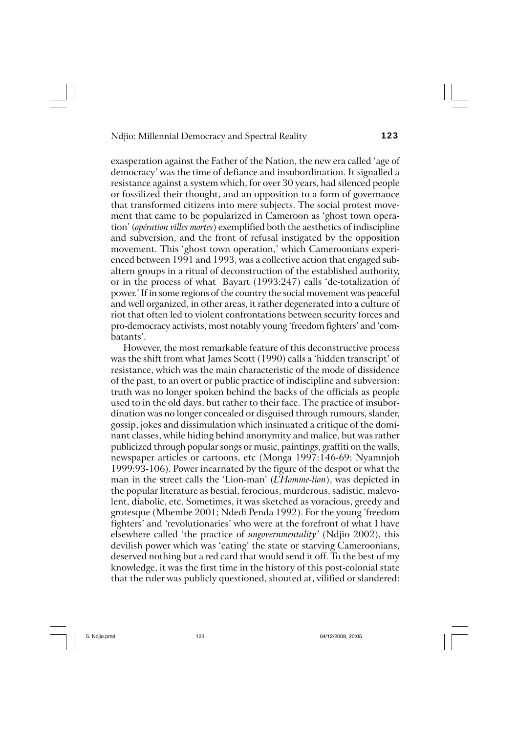exasperation against the Father of the Nation, the new era called 'age of democracy' was the time of defiance and insubordination. It signalled a resistance against a system which, for over 30 years, had silenced people or fossilized their thought, and an opposition to a form of governance that transformed citizens into mere subjects. The social protest movement that came to be popularized in Cameroon as 'ghost town operation' (*opération villes mortes*) exemplified both the aesthetics of indiscipline and subversion, and the front of refusal instigated by the opposition movement. This 'ghost town operation,' which Cameroonians experienced between 1991 and 1993, was a collective action that engaged subaltern groups in a ritual of deconstruction of the established authority, or in the process of what Bayart (1993:247) calls 'de-totalization of power.' If in some regions of the country the social movement was peaceful and well organized, in other areas, it rather degenerated into a culture of riot that often led to violent confrontations between security forces and pro-democracy activists, most notably young 'freedom fighters' and 'combatants'.

However, the most remarkable feature of this deconstructive process was the shift from what James Scott (1990) calls a 'hidden transcript' of resistance, which was the main characteristic of the mode of dissidence of the past, to an overt or public practice of indiscipline and subversion: truth was no longer spoken behind the backs of the officials as people used to in the old days, but rather to their face. The practice of insubordination was no longer concealed or disguised through rumours, slander, gossip, jokes and dissimulation which insinuated a critique of the dominant classes, while hiding behind anonymity and malice, but was rather publicized through popular songs or music, paintings, graffiti on the walls, newspaper articles or cartoons, etc (Monga 1997:146-69; Nyamnjoh 1999:93-106). Power incarnated by the figure of the despot or what the man in the street calls the 'Lion-man' (*L'Homme-lion*), was depicted in the popular literature as bestial, ferocious, murderous, sadistic, malevolent, diabolic, etc. Sometimes, it was sketched as voracious, greedy and grotesque (Mbembe 2001; Ndedi Penda 1992). For the young 'freedom fighters' and 'revolutionaries' who were at the forefront of what I have elsewhere called 'the practice of *ungovernmentality*' (Ndjio 2002), this devilish power which was 'eating' the state or starving Cameroonians, deserved nothing but a red card that would send it off. To the best of my knowledge, it was the first time in the history of this post-colonial state that the ruler was publicly questioned, shouted at, vilified or slandered: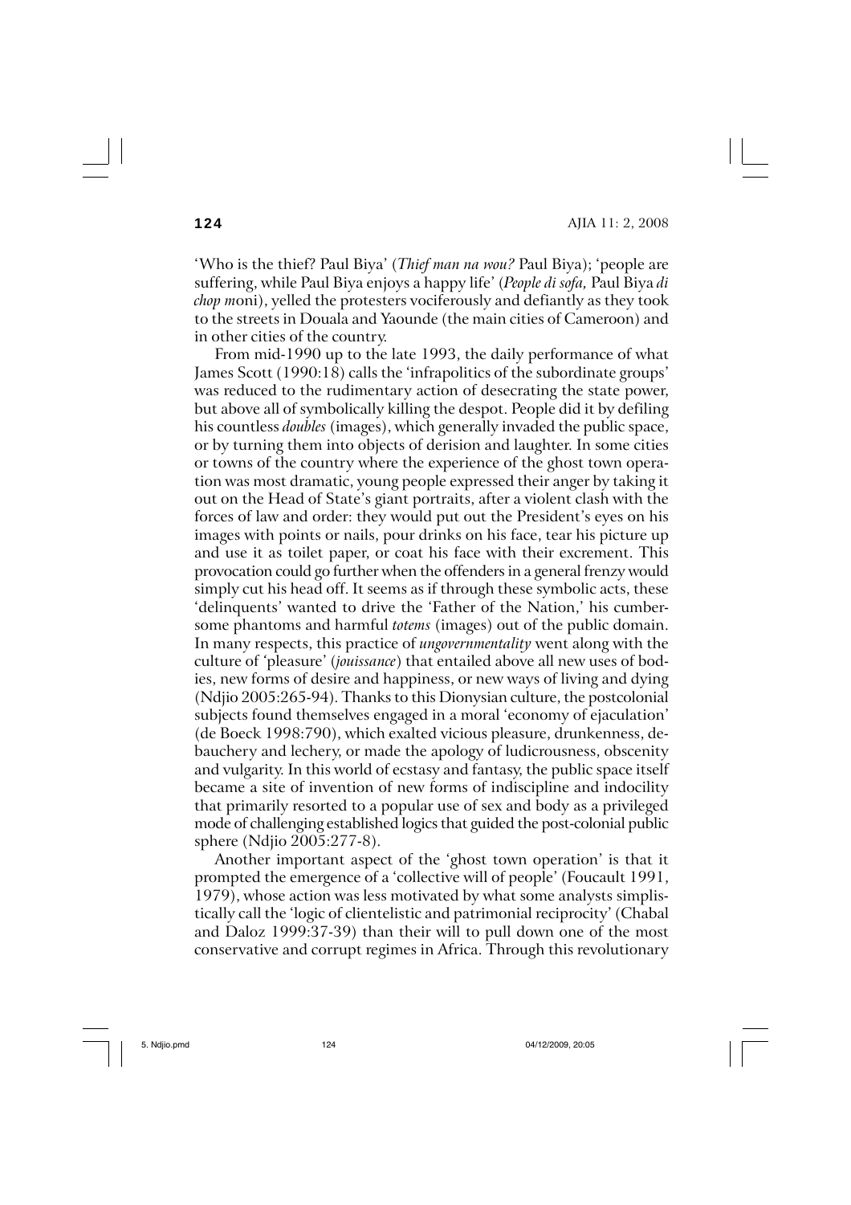'Who is the thief? Paul Biya' (*Thief man na wou?* Paul Biya); 'people are suffering, while Paul Biya enjoys a happy life' (*People di sofa,* Paul Biya *di chop m*oni), yelled the protesters vociferously and defiantly as they took to the streets in Douala and Yaounde (the main cities of Cameroon) and in other cities of the country.

From mid-1990 up to the late 1993, the daily performance of what James Scott (1990:18) calls the 'infrapolitics of the subordinate groups' was reduced to the rudimentary action of desecrating the state power, but above all of symbolically killing the despot. People did it by defiling his countless *doubles* (images), which generally invaded the public space, or by turning them into objects of derision and laughter. In some cities or towns of the country where the experience of the ghost town operation was most dramatic, young people expressed their anger by taking it out on the Head of State's giant portraits, after a violent clash with the forces of law and order: they would put out the President's eyes on his images with points or nails, pour drinks on his face, tear his picture up and use it as toilet paper, or coat his face with their excrement. This provocation could go further when the offenders in a general frenzy would simply cut his head off. It seems as if through these symbolic acts, these 'delinquents' wanted to drive the 'Father of the Nation,' his cumbersome phantoms and harmful *totems* (images) out of the public domain. In many respects, this practice of *ungovernmentality* went along with the culture of 'pleasure' (*jouissance*) that entailed above all new uses of bodies, new forms of desire and happiness, or new ways of living and dying (Ndjio 2005:265-94). Thanks to this Dionysian culture, the postcolonial subjects found themselves engaged in a moral 'economy of ejaculation' (de Boeck 1998:790), which exalted vicious pleasure, drunkenness, debauchery and lechery, or made the apology of ludicrousness, obscenity and vulgarity. In this world of ecstasy and fantasy, the public space itself became a site of invention of new forms of indiscipline and indocility that primarily resorted to a popular use of sex and body as a privileged mode of challenging established logics that guided the post-colonial public sphere (Ndjio 2005:277-8).

Another important aspect of the 'ghost town operation' is that it prompted the emergence of a 'collective will of people' (Foucault 1991, 1979), whose action was less motivated by what some analysts simplistically call the 'logic of clientelistic and patrimonial reciprocity' (Chabal and Daloz 1999:37-39) than their will to pull down one of the most conservative and corrupt regimes in Africa. Through this revolutionary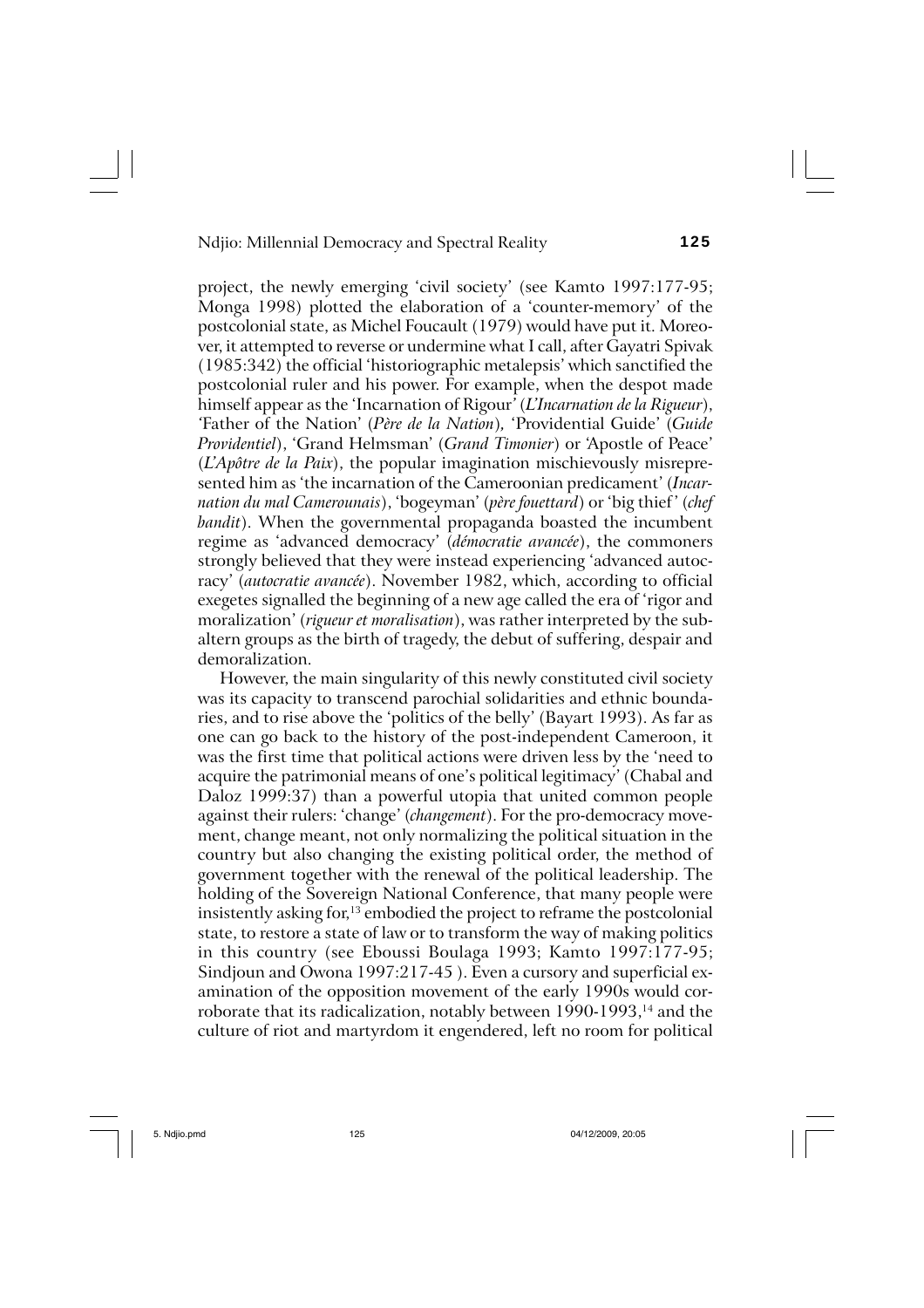project, the newly emerging 'civil society' (see Kamto 1997:177-95; Monga 1998) plotted the elaboration of a 'counter-memory' of the postcolonial state, as Michel Foucault (1979) would have put it. Moreover, it attempted to reverse or undermine what I call, after Gayatri Spivak (1985:342) the official 'historiographic metalepsis' which sanctified the postcolonial ruler and his power. For example, when the despot made himself appear as the 'Incarnation of Rigour' (*L'Incarnation de la Rigueur*), 'Father of the Nation' (*Père de la Nation*), 'Providential Guide' (*Guide Providentiel*), 'Grand Helmsman' (*Grand Timonier*) or 'Apostle of Peace' (*L'Apôtre de la Paix*), the popular imagination mischievously misrepresented him as 'the incarnation of the Cameroonian predicament' (*Incarnation du mal Camerounais*), 'bogeyman' (*père fouettard*) or 'big thief' (*chef bandit*). When the governmental propaganda boasted the incumbent regime as 'advanced democracy' (*démocratie avancée*), the commoners strongly believed that they were instead experiencing 'advanced autocracy' (*autocratie avancée*). November 1982, which, according to official exegetes signalled the beginning of a new age called the era of 'rigor and moralization' (*rigueur et moralisation*), was rather interpreted by the subaltern groups as the birth of tragedy, the debut of suffering, despair and demoralization.

However, the main singularity of this newly constituted civil society was its capacity to transcend parochial solidarities and ethnic boundaries, and to rise above the 'politics of the belly' (Bayart 1993). As far as one can go back to the history of the post-independent Cameroon, it was the first time that political actions were driven less by the 'need to acquire the patrimonial means of one's political legitimacy' (Chabal and Daloz 1999:37) than a powerful utopia that united common people against their rulers: 'change' (*changement*). For the pro-democracy movement, change meant, not only normalizing the political situation in the country but also changing the existing political order, the method of government together with the renewal of the political leadership. The holding of the Sovereign National Conference, that many people were insistently asking for,[13] embodied the project to reframe the postcolonial state, to restore a state of law or to transform the way of making politics in this country (see Eboussi Boulaga 1993; Kamto 1997:177-95; Sindjoun and Owona 1997:217-45 ). Even a cursory and superficial examination of the opposition movement of the early 1990s would corroborate that its radicalization, notably between 1990-1993,[14] and the culture of riot and martyrdom it engendered, left no room for political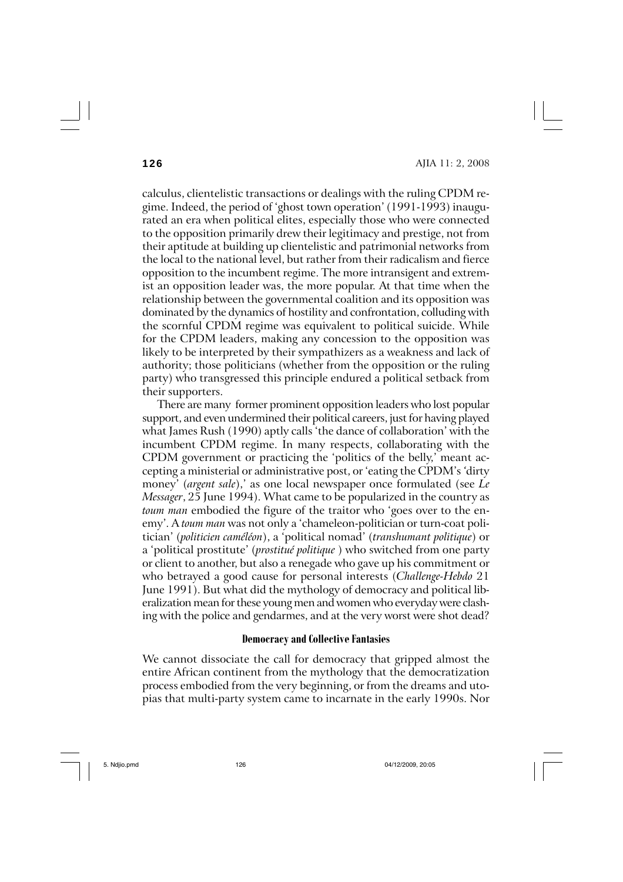calculus, clientelistic transactions or dealings with the ruling CPDM regime. Indeed, the period of 'ghost town operation' (1991-1993) inaugurated an era when political elites, especially those who were connected to the opposition primarily drew their legitimacy and prestige, not from their aptitude at building up clientelistic and patrimonial networks from the local to the national level, but rather from their radicalism and fierce opposition to the incumbent regime. The more intransigent and extremist an opposition leader was, the more popular. At that time when the relationship between the governmental coalition and its opposition was dominated by the dynamics of hostility and confrontation, colluding with the scornful CPDM regime was equivalent to political suicide. While for the CPDM leaders, making any concession to the opposition was likely to be interpreted by their sympathizers as a weakness and lack of authority; those politicians (whether from the opposition or the ruling party) who transgressed this principle endured a political setback from their supporters.

There are many former prominent opposition leaders who lost popular support, and even undermined their political careers, just for having played what James Rush (1990) aptly calls 'the dance of collaboration' with the incumbent CPDM regime. In many respects, collaborating with the CPDM government or practicing the 'politics of the belly,' meant accepting a ministerial or administrative post, or 'eating the CPDM's 'dirty money' (*argent sale*),' as one local newspaper once formulated (see *Le Messager*, 25 June 1994). What came to be popularized in the country as *toum man* embodied the figure of the traitor who 'goes over to the enemy'. A *toum man* was not only a 'chameleon-politician or turn-coat politician' (*politicien caméléon*), a 'political nomad' (*transhumant politique*) or a 'political prostitute' (*prostitué politique* ) who switched from one party or client to another, but also a renegade who gave up his commitment or who betrayed a good cause for personal interests (*Challenge-Hebdo* 21 June 1991). But what did the mythology of democracy and political liberalization mean for these young men and women who everyday were clashing with the police and gendarmes, and at the very worst were shot dead?

## Democracy and Collective Fantasies

We cannot dissociate the call for democracy that gripped almost the entire African continent from the mythology that the democratization process embodied from the very beginning, or from the dreams and utopias that multi-party system came to incarnate in the early 1990s. Nor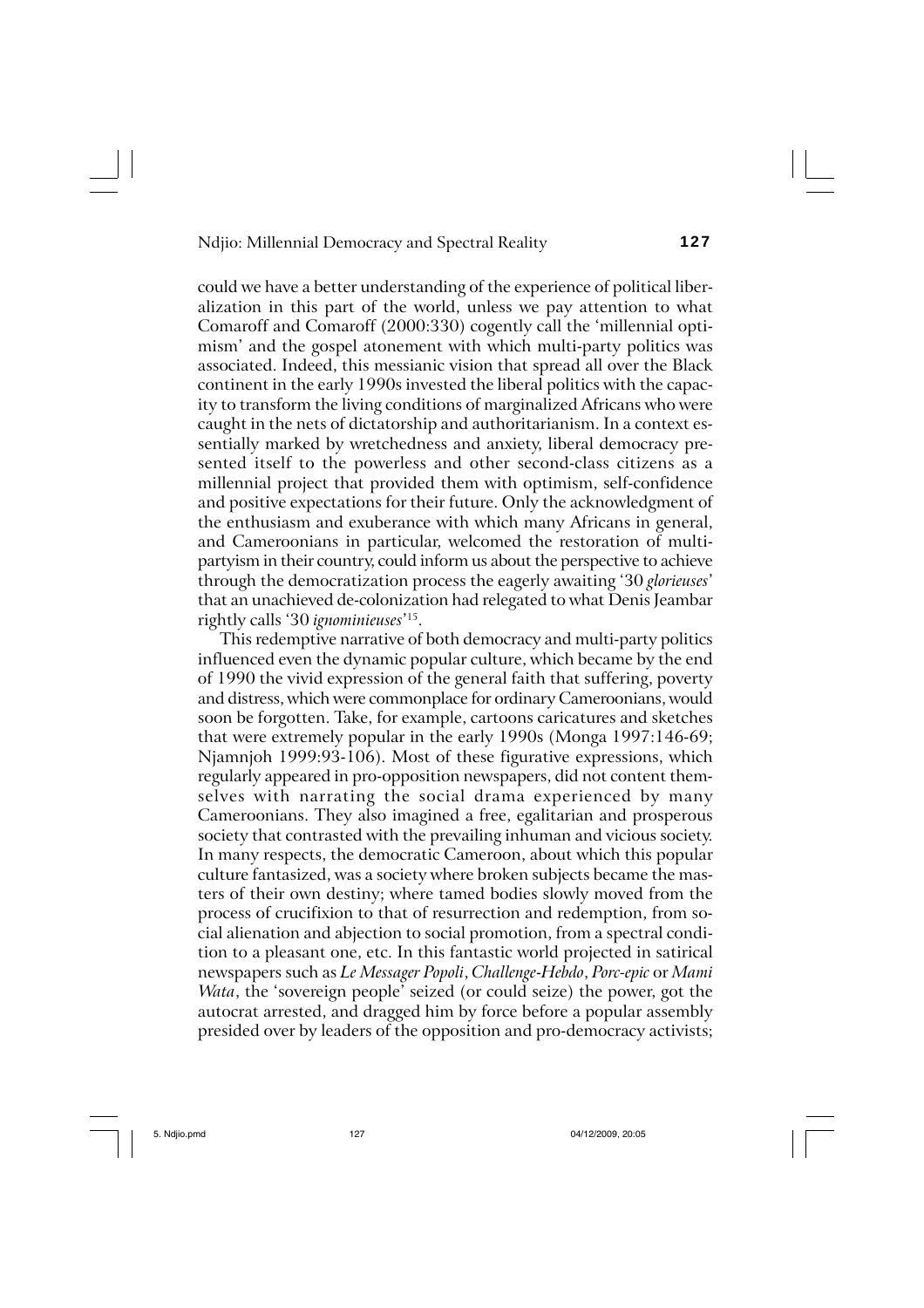could we have a better understanding of the experience of political liberalization in this part of the world, unless we pay attention to what Comaroff and Comaroff (2000:330) cogently call the 'millennial optimism' and the gospel atonement with which multi-party politics was associated. Indeed, this messianic vision that spread all over the Black continent in the early 1990s invested the liberal politics with the capacity to transform the living conditions of marginalized Africans who were caught in the nets of dictatorship and authoritarianism. In a context essentially marked by wretchedness and anxiety, liberal democracy presented itself to the powerless and other second-class citizens as a millennial project that provided them with optimism, self-confidence and positive expectations for their future. Only the acknowledgment of the enthusiasm and exuberance with which many Africans in general, and Cameroonians in particular, welcomed the restoration of multipartyism in their country, could inform us about the perspective to achieve through the democratization process the eagerly awaiting '30 *glorieuses*' that an unachieved de-colonization had relegated to what Denis Jeambar rightly calls '30 *ignominieuses*'[15].

This redemptive narrative of both democracy and multi-party politics influenced even the dynamic popular culture, which became by the end of 1990 the vivid expression of the general faith that suffering, poverty and distress, which were commonplace for ordinary Cameroonians, would soon be forgotten. Take, for example, cartoons caricatures and sketches that were extremely popular in the early 1990s (Monga 1997:146-69; Njamnjoh 1999:93-106). Most of these figurative expressions, which regularly appeared in pro-opposition newspapers, did not content themselves with narrating the social drama experienced by many Cameroonians. They also imagined a free, egalitarian and prosperous society that contrasted with the prevailing inhuman and vicious society. In many respects, the democratic Cameroon, about which this popular culture fantasized, was a society where broken subjects became the masters of their own destiny; where tamed bodies slowly moved from the process of crucifixion to that of resurrection and redemption, from social alienation and abjection to social promotion, from a spectral condition to a pleasant one, etc. In this fantastic world projected in satirical newspapers such as *Le Messager Popoli*, *Challenge-Hebdo*, *Porc-epic* or *Mami Wata*, the 'sovereign people' seized (or could seize) the power, got the autocrat arrested, and dragged him by force before a popular assembly presided over by leaders of the opposition and pro-democracy activists;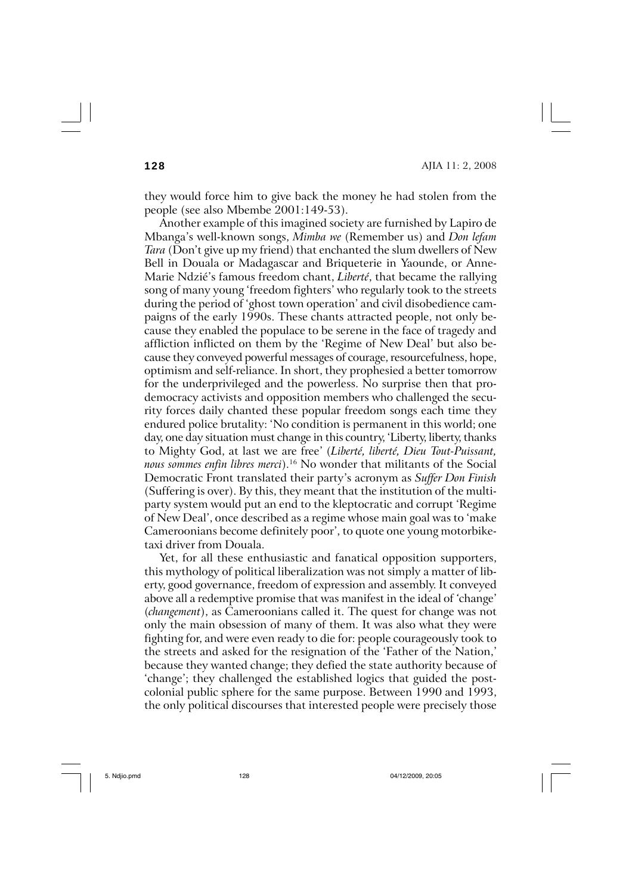they would force him to give back the money he had stolen from the people (see also Mbembe 2001:149-53).

Another example of this imagined society are furnished by Lapiro de Mbanga's well-known songs, *Mimba we* (Remember us) and *Don lefam Tara* (Don't give up my friend) that enchanted the slum dwellers of New Bell in Douala or Madagascar and Briqueterie in Yaounde, or Anne-Marie Ndzié's famous freedom chant, *Liberté*, that became the rallying song of many young 'freedom fighters' who regularly took to the streets during the period of 'ghost town operation' and civil disobedience campaigns of the early 1990s. These chants attracted people, not only because they enabled the populace to be serene in the face of tragedy and affliction inflicted on them by the 'Regime of New Deal' but also because they conveyed powerful messages of courage, resourcefulness, hope, optimism and self-reliance. In short, they prophesied a better tomorrow for the underprivileged and the powerless. No surprise then that pro-democracy activists and opposition members who challenged the security forces daily chanted these popular freedom songs each time they endured police brutality: 'No condition is permanent in this world; one day, one day situation must change in this country, 'Liberty, liberty, thanks to Mighty God, at last we are free' (*Liberté, liberté, Dieu Tout-Puissant, nous sommes enfin libres merci*).[16] No wonder that militants of the Social Democratic Front translated their party's acronym as *Suffer Don Finish* (Suffering is over). By this, they meant that the institution of the multi-party system would put an end to the kleptocratic and corrupt 'Regime of New Deal', once described as a regime whose main goal was to 'make Cameroonians become definitely poor', to quote one young motorbike-taxi driver from Douala.

Yet, for all these enthusiastic and fanatical opposition supporters, this mythology of political liberalization was not simply a matter of liberty, good governance, freedom of expression and assembly. It conveyed above all a redemptive promise that was manifest in the ideal of 'change' (*changement*), as Cameroonians called it. The quest for change was not only the main obsession of many of them. It was also what they were fighting for, and were even ready to die for: people courageously took to the streets and asked for the resignation of the 'Father of the Nation,' because they wanted change; they defied the state authority because of 'change'; they challenged the established logics that guided the post-colonial public sphere for the same purpose. Between 1990 and 1993, the only political discourses that interested people were precisely those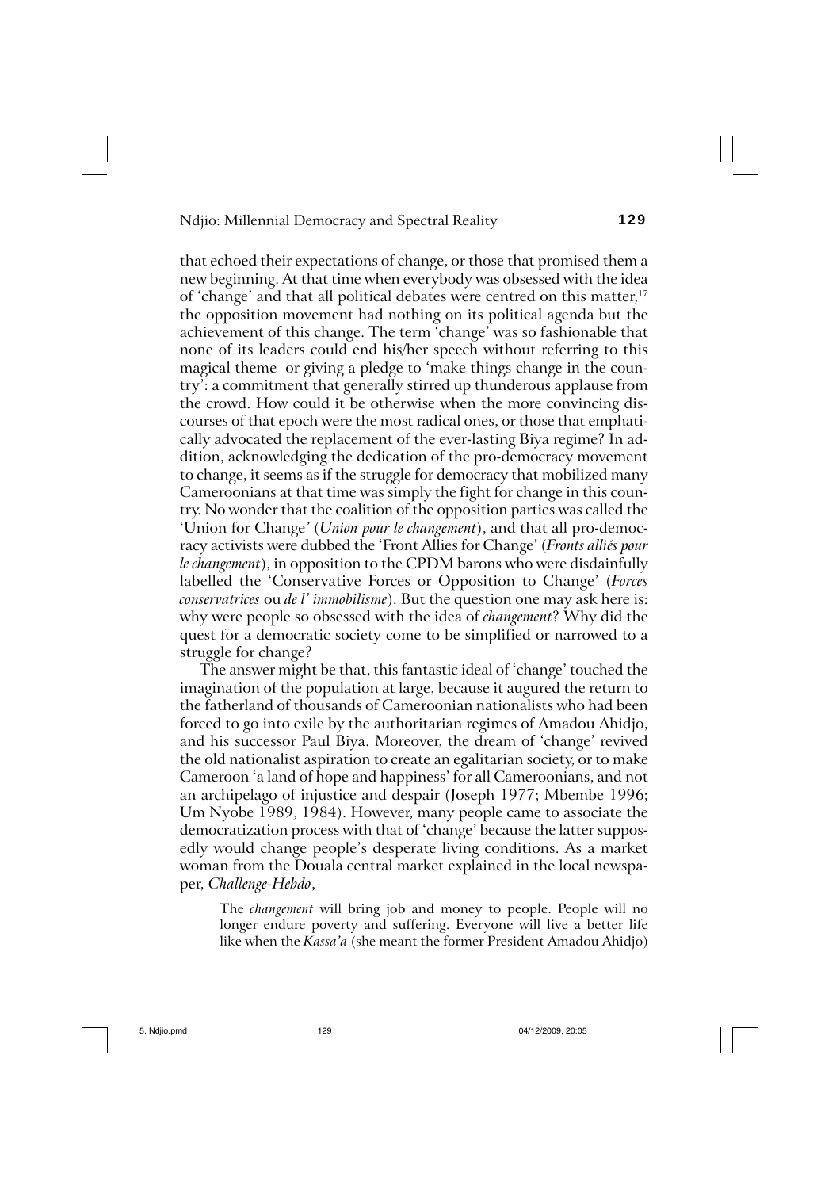that echoed their expectations of change, or those that promised them a new beginning. At that time when everybody was obsessed with the idea of 'change' and that all political debates were centred on this matter,[17] the opposition movement had nothing on its political agenda but the achievement of this change. The term 'change' was so fashionable that none of its leaders could end his/her speech without referring to this magical theme or giving a pledge to 'make things change in the country': a commitment that generally stirred up thunderous applause from the crowd. How could it be otherwise when the more convincing discourses of that epoch were the most radical ones, or those that emphatically advocated the replacement of the ever-lasting Biya regime? In addition, acknowledging the dedication of the pro-democracy movement to change, it seems as if the struggle for democracy that mobilized many Cameroonians at that time was simply the fight for change in this country. No wonder that the coalition of the opposition parties was called the 'Union for Change' (*Union pour le changement*), and that all pro-democracy activists were dubbed the 'Front Allies for Change' (*Fronts alliés pour le changement*), in opposition to the CPDM barons who were disdainfully labelled the 'Conservative Forces or Opposition to Change' (*Forces conservatrices* ou *de l' immobilisme*). But the question one may ask here is: why were people so obsessed with the idea of *changement*? Why did the quest for a democratic society come to be simplified or narrowed to a struggle for change?

The answer might be that, this fantastic ideal of 'change' touched the imagination of the population at large, because it augured the return to the fatherland of thousands of Cameroonian nationalists who had been forced to go into exile by the authoritarian regimes of Amadou Ahidjo, and his successor Paul Biya. Moreover, the dream of 'change' revived the old nationalist aspiration to create an egalitarian society, or to make Cameroon 'a land of hope and happiness' for all Cameroonians, and not an archipelago of injustice and despair (Joseph 1977; Mbembe 1996; Um Nyobe 1989, 1984). However, many people came to associate the democratization process with that of 'change' because the latter supposedly would change people's desperate living conditions. As a market woman from the Douala central market explained in the local newspaper, *Challenge-Hebdo*,

> The *changement* will bring job and money to people. People will no longer endure poverty and suffering. Everyone will live a better life like when the *Kassa'a* (she meant the former President Amadou Ahidjo)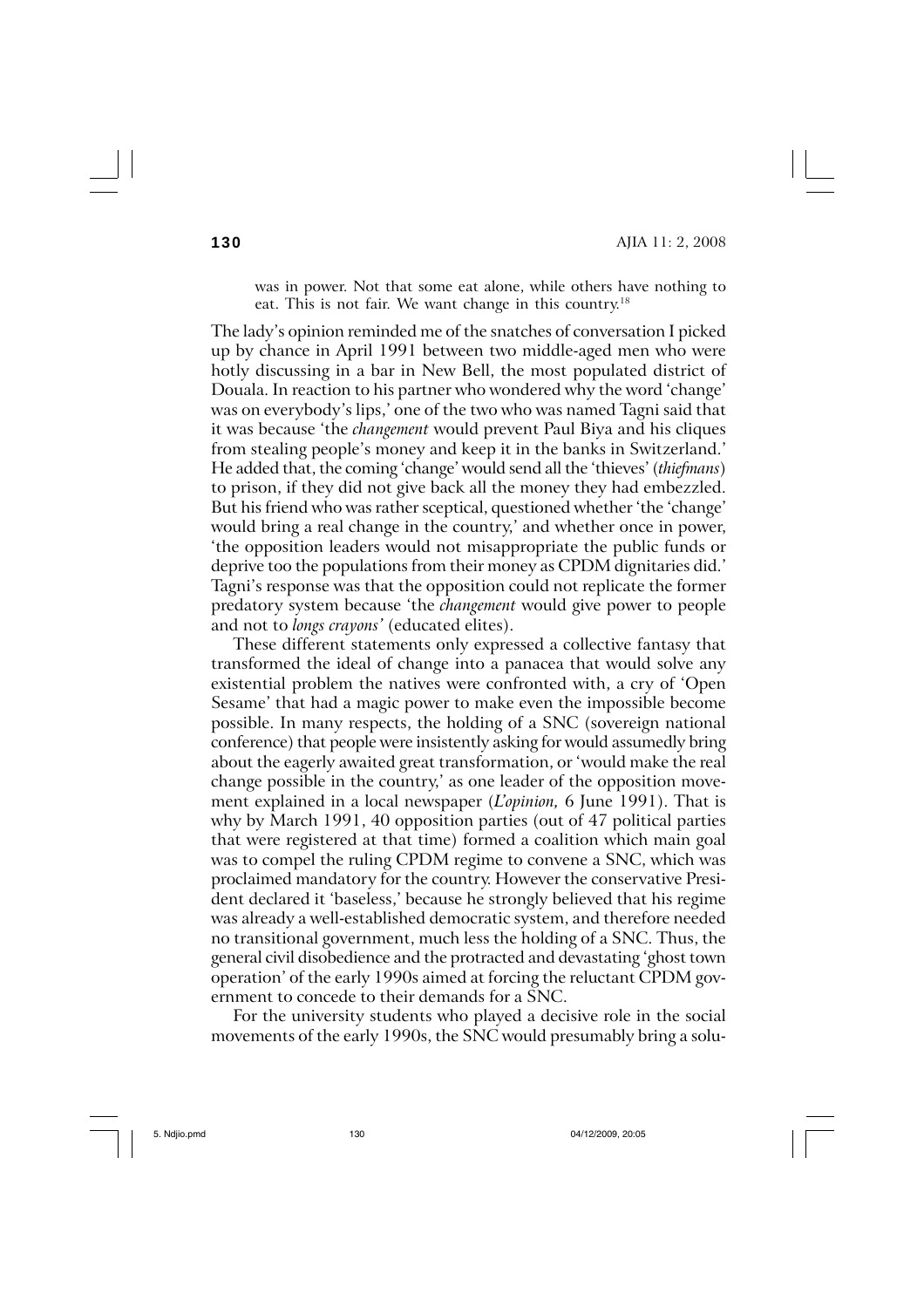> was in power. Not that some eat alone, while others have nothing to eat. This is not fair. We want change in this country.[18]

The lady's opinion reminded me of the snatches of conversation I picked up by chance in April 1991 between two middle-aged men who were hotly discussing in a bar in New Bell, the most populated district of Douala. In reaction to his partner who wondered why the word 'change' was on everybody's lips,' one of the two who was named Tagni said that it was because 'the *changement* would prevent Paul Biya and his cliques from stealing people's money and keep it in the banks in Switzerland.' He added that, the coming 'change' would send all the 'thieves' (*thiefmans*) to prison, if they did not give back all the money they had embezzled. But his friend who was rather sceptical, questioned whether 'the 'change' would bring a real change in the country,' and whether once in power, 'the opposition leaders would not misappropriate the public funds or deprive too the populations from their money as CPDM dignitaries did.' Tagni's response was that the opposition could not replicate the former predatory system because 'the *changement* would give power to people and not to *longs crayons'* (educated elites).

These different statements only expressed a collective fantasy that transformed the ideal of change into a panacea that would solve any existential problem the natives were confronted with, a cry of 'Open Sesame' that had a magic power to make even the impossible become possible. In many respects, the holding of a SNC (sovereign national conference) that people were insistently asking for would assumedly bring about the eagerly awaited great transformation, or 'would make the real change possible in the country,' as one leader of the opposition movement explained in a local newspaper (*L'opinion,* 6 June 1991). That is why by March 1991, 40 opposition parties (out of 47 political parties that were registered at that time) formed a coalition which main goal was to compel the ruling CPDM regime to convene a SNC, which was proclaimed mandatory for the country. However the conservative President declared it 'baseless,' because he strongly believed that his regime was already a well-established democratic system, and therefore needed no transitional government, much less the holding of a SNC. Thus, the general civil disobedience and the protracted and devastating 'ghost town operation' of the early 1990s aimed at forcing the reluctant CPDM government to concede to their demands for a SNC.

For the university students who played a decisive role in the social movements of the early 1990s, the SNC would presumably bring a solu-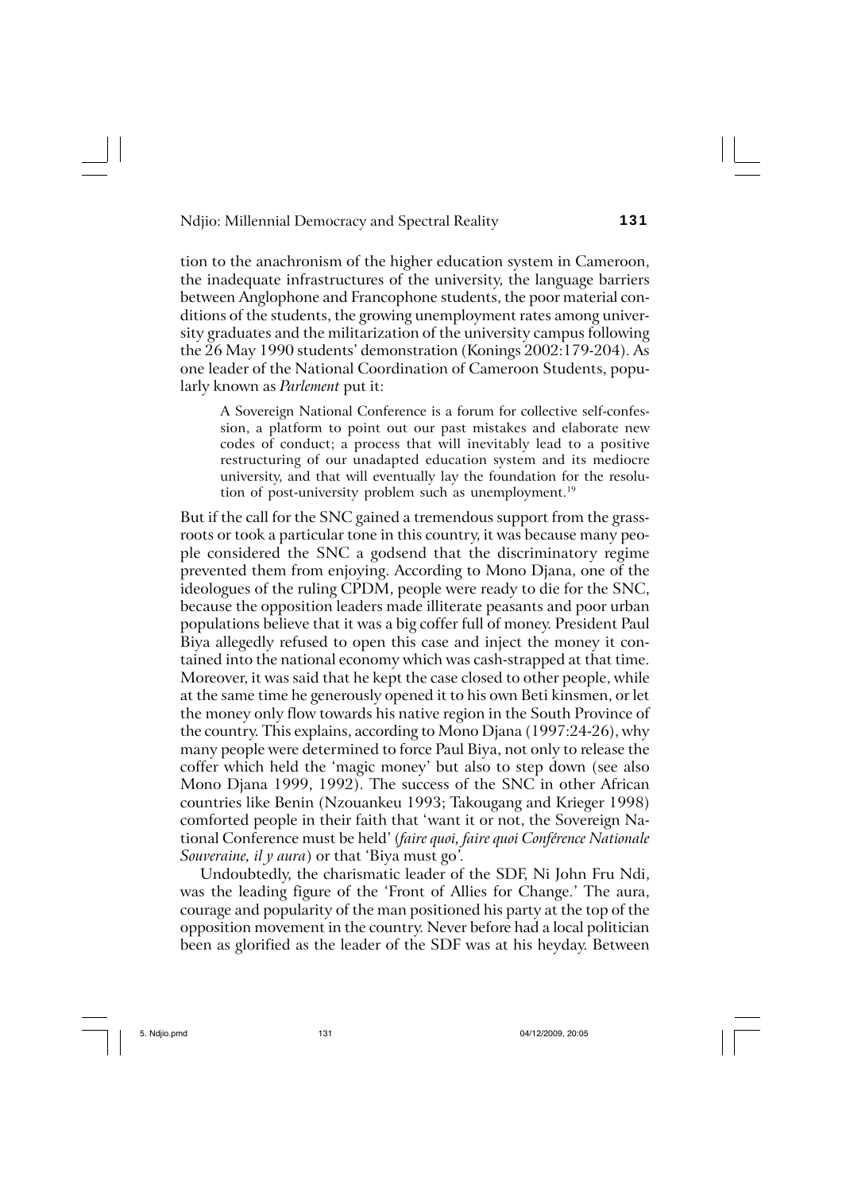tion to the anachronism of the higher education system in Cameroon, the inadequate infrastructures of the university, the language barriers between Anglophone and Francophone students, the poor material conditions of the students, the growing unemployment rates among university graduates and the militarization of the university campus following the 26 May 1990 students' demonstration (Konings 2002:179-204). As one leader of the National Coordination of Cameroon Students, popularly known as *Parlement* put it:

> A Sovereign National Conference is a forum for collective self-confession, a platform to point out our past mistakes and elaborate new codes of conduct; a process that will inevitably lead to a positive restructuring of our unadapted education system and its mediocre university, and that will eventually lay the foundation for the resolution of post-university problem such as unemployment.[19]

But if the call for the SNC gained a tremendous support from the grassroots or took a particular tone in this country, it was because many people considered the SNC a godsend that the discriminatory regime prevented them from enjoying. According to Mono Djana, one of the ideologues of the ruling CPDM, people were ready to die for the SNC, because the opposition leaders made illiterate peasants and poor urban populations believe that it was a big coffer full of money. President Paul Biya allegedly refused to open this case and inject the money it contained into the national economy which was cash-strapped at that time. Moreover, it was said that he kept the case closed to other people, while at the same time he generously opened it to his own Beti kinsmen, or let the money only flow towards his native region in the South Province of the country. This explains, according to Mono Djana (1997:24-26), why many people were determined to force Paul Biya, not only to release the coffer which held the 'magic money' but also to step down (see also Mono Djana 1999, 1992). The success of the SNC in other African countries like Benin (Nzouankeu 1993; Takougang and Krieger 1998) comforted people in their faith that 'want it or not, the Sovereign National Conference must be held' (*faire quoi, faire quoi Conférence Nationale Souveraine, il y aura*) or that 'Biya must go'.

Undoubtedly, the charismatic leader of the SDF, Ni John Fru Ndi, was the leading figure of the 'Front of Allies for Change.' The aura, courage and popularity of the man positioned his party at the top of the opposition movement in the country. Never before had a local politician been as glorified as the leader of the SDF was at his heyday. Between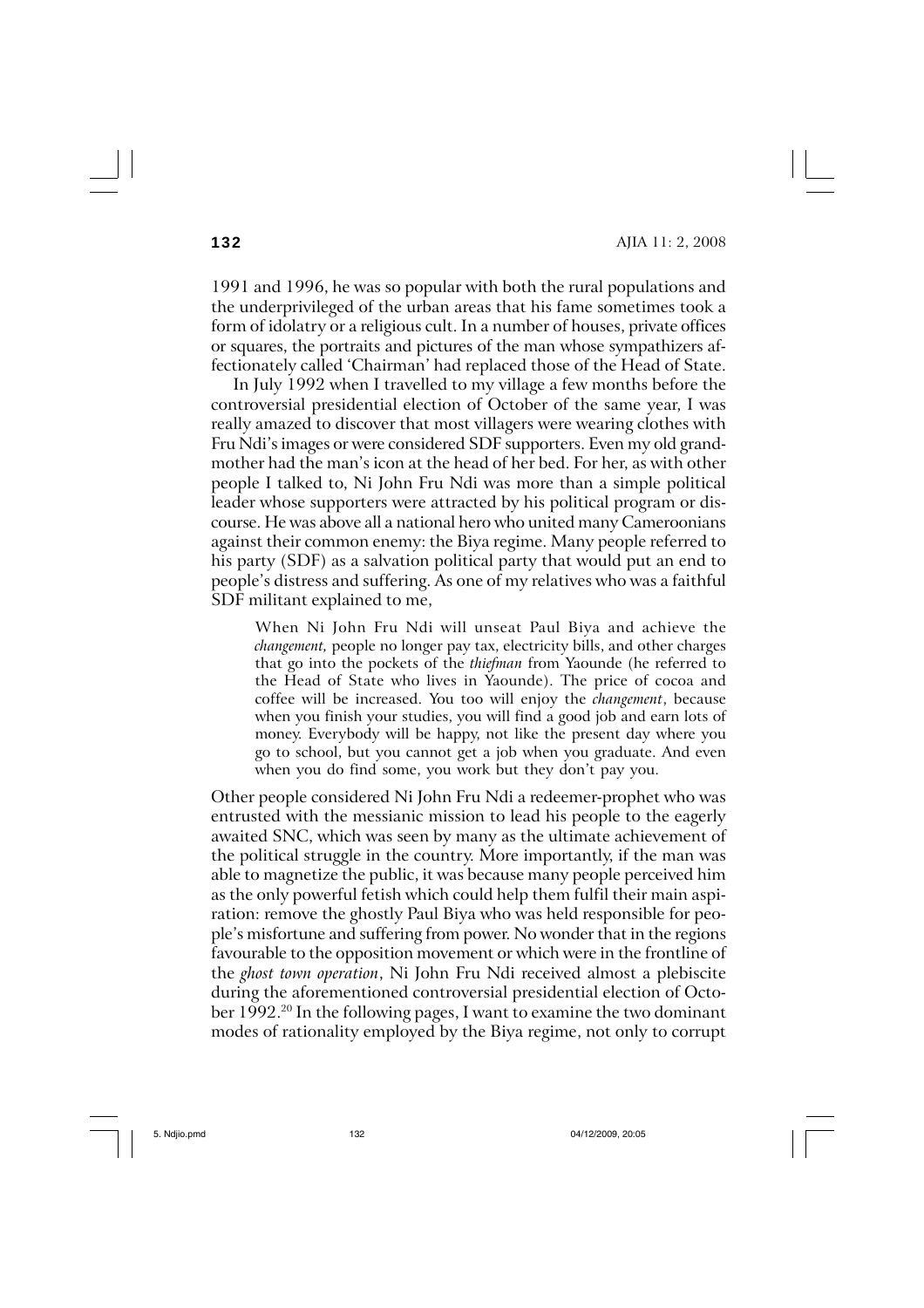1991 and 1996, he was so popular with both the rural populations and the underprivileged of the urban areas that his fame sometimes took a form of idolatry or a religious cult. In a number of houses, private offices or squares, the portraits and pictures of the man whose sympathizers affectionately called 'Chairman' had replaced those of the Head of State.

In July 1992 when I travelled to my village a few months before the controversial presidential election of October of the same year, I was really amazed to discover that most villagers were wearing clothes with Fru Ndi's images or were considered SDF supporters. Even my old grandmother had the man's icon at the head of her bed. For her, as with other people I talked to, Ni John Fru Ndi was more than a simple political leader whose supporters were attracted by his political program or discourse. He was above all a national hero who united many Cameroonians against their common enemy: the Biya regime. Many people referred to his party (SDF) as a salvation political party that would put an end to people's distress and suffering. As one of my relatives who was a faithful SDF militant explained to me,

> When Ni John Fru Ndi will unseat Paul Biya and achieve the *changement,* people no longer pay tax, electricity bills, and other charges that go into the pockets of the *thiefman* from Yaounde (he referred to the Head of State who lives in Yaounde). The price of cocoa and coffee will be increased. You too will enjoy the *changement*, because when you finish your studies, you will find a good job and earn lots of money. Everybody will be happy, not like the present day where you go to school, but you cannot get a job when you graduate. And even when you do find some, you work but they don't pay you.

Other people considered Ni John Fru Ndi a redeemer-prophet who was entrusted with the messianic mission to lead his people to the eagerly awaited SNC, which was seen by many as the ultimate achievement of the political struggle in the country. More importantly, if the man was able to magnetize the public, it was because many people perceived him as the only powerful fetish which could help them fulfil their main aspiration: remove the ghostly Paul Biya who was held responsible for people's misfortune and suffering from power. No wonder that in the regions favourable to the opposition movement or which were in the frontline of the *ghost town operation*, Ni John Fru Ndi received almost a plebiscite during the aforementioned controversial presidential election of October 1992.[20] In the following pages, I want to examine the two dominant modes of rationality employed by the Biya regime, not only to corrupt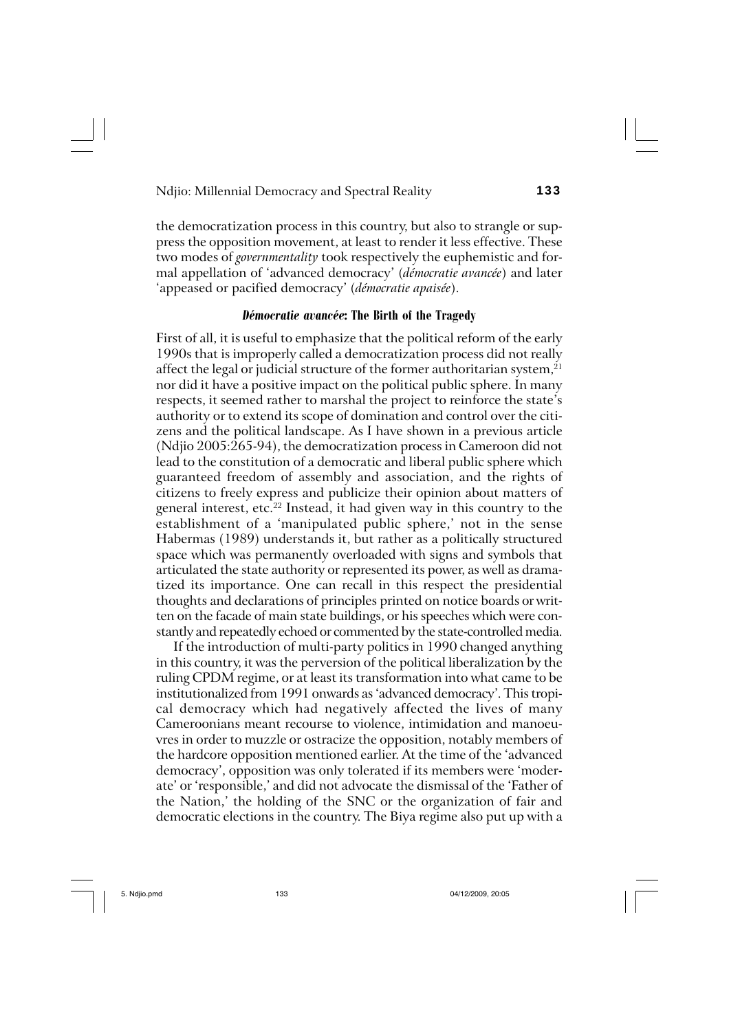the democratization process in this country, but also to strangle or suppress the opposition movement, at least to render it less effective. These two modes of *governmentality* took respectively the euphemistic and formal appellation of 'advanced democracy' (*démocratie avancée*) and later 'appeased or pacified democracy' (*démocratie apaisée*).

### *Démocratie avancée*: The Birth of the Tragedy

First of all, it is useful to emphasize that the political reform of the early 1990s that is improperly called a democratization process did not really affect the legal or judicial structure of the former authoritarian system,[21] nor did it have a positive impact on the political public sphere. In many respects, it seemed rather to marshal the project to reinforce the state's authority or to extend its scope of domination and control over the citizens and the political landscape. As I have shown in a previous article (Ndjio 2005:265-94), the democratization process in Cameroon did not lead to the constitution of a democratic and liberal public sphere which guaranteed freedom of assembly and association, and the rights of citizens to freely express and publicize their opinion about matters of general interest, etc.[22] Instead, it had given way in this country to the establishment of a 'manipulated public sphere,' not in the sense Habermas (1989) understands it, but rather as a politically structured space which was permanently overloaded with signs and symbols that articulated the state authority or represented its power, as well as dramatized its importance. One can recall in this respect the presidential thoughts and declarations of principles printed on notice boards or written on the facade of main state buildings, or his speeches which were constantly and repeatedly echoed or commented by the state-controlled media.

If the introduction of multi-party politics in 1990 changed anything in this country, it was the perversion of the political liberalization by the ruling CPDM regime, or at least its transformation into what came to be institutionalized from 1991 onwards as 'advanced democracy'. This tropical democracy which had negatively affected the lives of many Cameroonians meant recourse to violence, intimidation and manoeuvres in order to muzzle or ostracize the opposition, notably members of the hardcore opposition mentioned earlier. At the time of the 'advanced democracy', opposition was only tolerated if its members were 'moderate' or 'responsible,' and did not advocate the dismissal of the 'Father of the Nation,' the holding of the SNC or the organization of fair and democratic elections in the country. The Biya regime also put up with a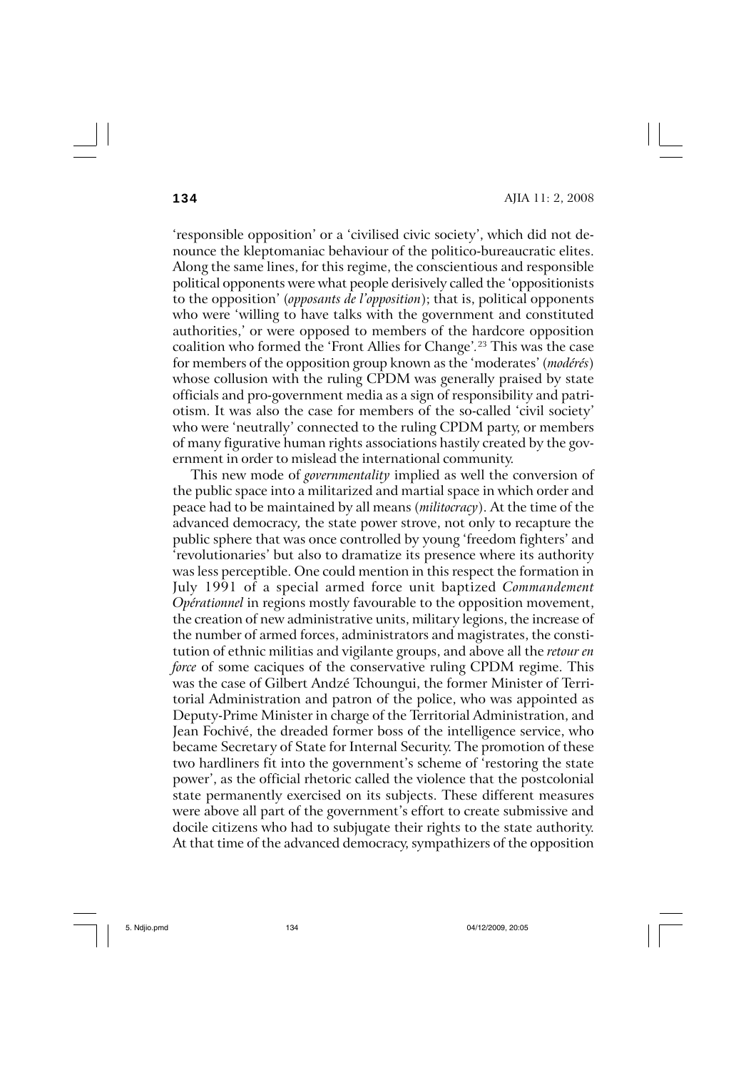'responsible opposition' or a 'civilised civic society', which did not denounce the kleptomaniac behaviour of the politico-bureaucratic elites. Along the same lines, for this regime, the conscientious and responsible political opponents were what people derisively called the 'oppositionists to the opposition' (*opposants de l'opposition*); that is, political opponents who were 'willing to have talks with the government and constituted authorities,' or were opposed to members of the hardcore opposition coalition who formed the 'Front Allies for Change'.[23] This was the case for members of the opposition group known as the 'moderates' (*modérés*) whose collusion with the ruling CPDM was generally praised by state officials and pro-government media as a sign of responsibility and patriotism. It was also the case for members of the so-called 'civil society' who were 'neutrally' connected to the ruling CPDM party, or members of many figurative human rights associations hastily created by the government in order to mislead the international community.

This new mode of *governmentality* implied as well the conversion of the public space into a militarized and martial space in which order and peace had to be maintained by all means (*militocracy*). At the time of the advanced democracy, the state power strove, not only to recapture the public sphere that was once controlled by young 'freedom fighters' and 'revolutionaries' but also to dramatize its presence where its authority was less perceptible. One could mention in this respect the formation in July 1991 of a special armed force unit baptized *Commandement Opérationnel* in regions mostly favourable to the opposition movement, the creation of new administrative units, military legions, the increase of the number of armed forces, administrators and magistrates, the constitution of ethnic militias and vigilante groups, and above all the *retour en force* of some caciques of the conservative ruling CPDM regime. This was the case of Gilbert Andzé Tchoungui, the former Minister of Territorial Administration and patron of the police, who was appointed as Deputy-Prime Minister in charge of the Territorial Administration, and Jean Fochivé, the dreaded former boss of the intelligence service, who became Secretary of State for Internal Security. The promotion of these two hardliners fit into the government's scheme of 'restoring the state power', as the official rhetoric called the violence that the postcolonial state permanently exercised on its subjects. These different measures were above all part of the government's effort to create submissive and docile citizens who had to subjugate their rights to the state authority. At that time of the advanced democracy, sympathizers of the opposition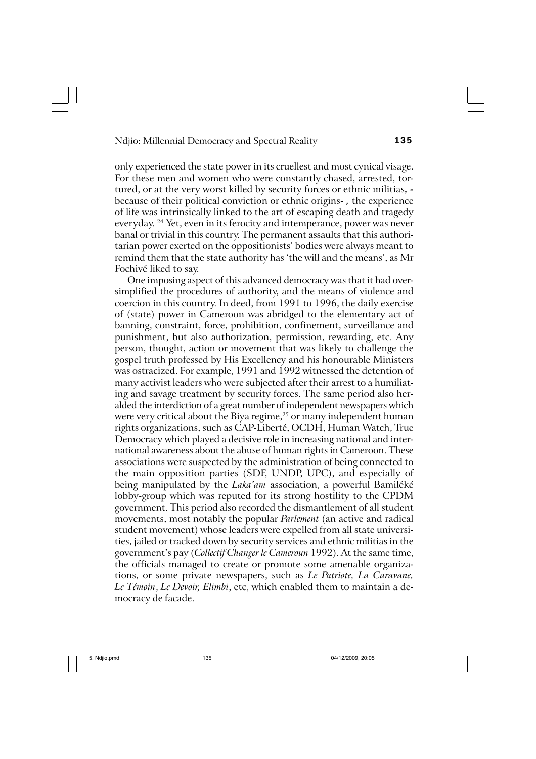only experienced the state power in its cruellest and most cynical visage. For these men and women who were constantly chased, arrested, tortured, or at the very worst killed by security forces or ethnic militias, - because of their political conviction or ethnic origins- , the experience of life was intrinsically linked to the art of escaping death and tragedy everyday. [24] Yet, even in its ferocity and intemperance, power was never banal or trivial in this country. The permanent assaults that this authoritarian power exerted on the oppositionists' bodies were always meant to remind them that the state authority has 'the will and the means', as Mr Fochivé liked to say.

One imposing aspect of this advanced democracy was that it had oversimplified the procedures of authority, and the means of violence and coercion in this country. In deed, from 1991 to 1996, the daily exercise of (state) power in Cameroon was abridged to the elementary act of banning, constraint, force, prohibition, confinement, surveillance and punishment, but also authorization, permission, rewarding, etc. Any person, thought, action or movement that was likely to challenge the gospel truth professed by His Excellency and his honourable Ministers was ostracized. For example, 1991 and 1992 witnessed the detention of many activist leaders who were subjected after their arrest to a humiliating and savage treatment by security forces. The same period also heralded the interdiction of a great number of independent newspapers which were very critical about the Biya regime,[25] or many independent human rights organizations, such as CAP-Liberté, OCDH, Human Watch, True Democracy which played a decisive role in increasing national and international awareness about the abuse of human rights in Cameroon. These associations were suspected by the administration of being connected to the main opposition parties (SDF, UNDP, UPC), and especially of being manipulated by the *Laka'am* association, a powerful Bamiléké lobby-group which was reputed for its strong hostility to the CPDM government. This period also recorded the dismantlement of all student movements, most notably the popular *Parlement* (an active and radical student movement) whose leaders were expelled from all state universities, jailed or tracked down by security services and ethnic militias in the government's pay (*Collectif Changer le Cameroun* 1992). At the same time, the officials managed to create or promote some amenable organizations, or some private newspapers, such as *Le Patriote, La Caravane, Le Témoin*, *Le Devoir, Elimbi*, etc, which enabled them to maintain a democracy de facade.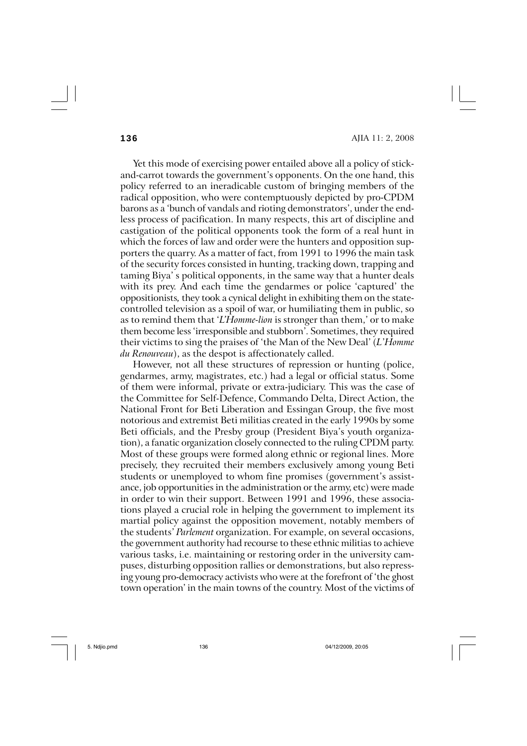Yet this mode of exercising power entailed above all a policy of stick-and-carrot towards the government's opponents. On the one hand, this policy referred to an ineradicable custom of bringing members of the radical opposition, who were contemptuously depicted by pro-CPDM barons as a 'bunch of vandals and rioting demonstrators', under the endless process of pacification. In many respects, this art of discipline and castigation of the political opponents took the form of a real hunt in which the forces of law and order were the hunters and opposition supporters the quarry. As a matter of fact, from 1991 to 1996 the main task of the security forces consisted in hunting, tracking down, trapping and taming Biya' s political opponents, in the same way that a hunter deals with its prey. And each time the gendarmes or police 'captured' the oppositionists, they took a cynical delight in exhibiting them on the state-controlled television as a spoil of war, or humiliating them in public, so as to remind them that '*L'Homme-lion* is stronger than them,' or to make them become less 'irresponsible and stubborn'. Sometimes, they required their victims to sing the praises of 'the Man of the New Deal' (*L'Homme du Renouveau*), as the despot is affectionately called.

However, not all these structures of repression or hunting (police, gendarmes, army, magistrates, etc.) had a legal or official status. Some of them were informal, private or extra-judiciary. This was the case of the Committee for Self-Defence, Commando Delta, Direct Action, the National Front for Beti Liberation and Essingan Group, the five most notorious and extremist Beti militias created in the early 1990s by some Beti officials, and the Presby group (President Biya's youth organization), a fanatic organization closely connected to the ruling CPDM party. Most of these groups were formed along ethnic or regional lines. More precisely, they recruited their members exclusively among young Beti students or unemployed to whom fine promises (government's assistance, job opportunities in the administration or the army, etc) were made in order to win their support. Between 1991 and 1996, these associations played a crucial role in helping the government to implement its martial policy against the opposition movement, notably members of the students' *Parlement* organization. For example, on several occasions, the government authority had recourse to these ethnic militias to achieve various tasks, i.e. maintaining or restoring order in the university campuses, disturbing opposition rallies or demonstrations, but also repressing young pro-democracy activists who were at the forefront of 'the ghost town operation' in the main towns of the country. Most of the victims of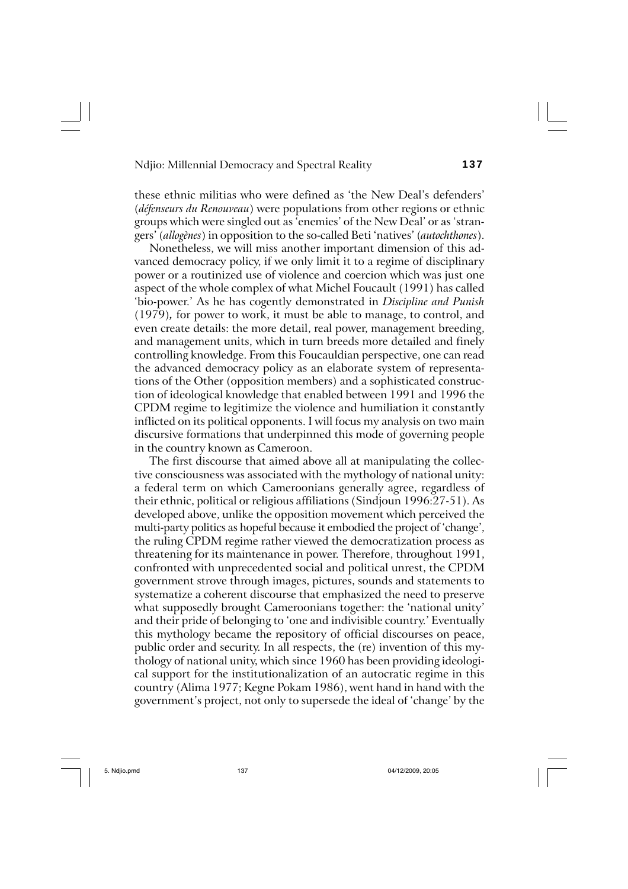these ethnic militias who were defined as 'the New Deal's defenders' (*défenseurs du Renouveau*) were populations from other regions or ethnic groups which were singled out as 'enemies' of the New Deal' or as 'strangers' (*allogènes*) in opposition to the so-called Beti 'natives' (*autochthones*).

Nonetheless, we will miss another important dimension of this advanced democracy policy, if we only limit it to a regime of disciplinary power or a routinized use of violence and coercion which was just one aspect of the whole complex of what Michel Foucault (1991) has called 'bio-power.' As he has cogently demonstrated in *Discipline and Punish* (1979), for power to work, it must be able to manage, to control, and even create details: the more detail, real power, management breeding, and management units, which in turn breeds more detailed and finely controlling knowledge. From this Foucauldian perspective, one can read the advanced democracy policy as an elaborate system of representations of the Other (opposition members) and a sophisticated construction of ideological knowledge that enabled between 1991 and 1996 the CPDM regime to legitimize the violence and humiliation it constantly inflicted on its political opponents. I will focus my analysis on two main discursive formations that underpinned this mode of governing people in the country known as Cameroon.

The first discourse that aimed above all at manipulating the collective consciousness was associated with the mythology of national unity: a federal term on which Cameroonians generally agree, regardless of their ethnic, political or religious affiliations (Sindjoun 1996:27-51). As developed above, unlike the opposition movement which perceived the multi-party politics as hopeful because it embodied the project of 'change', the ruling CPDM regime rather viewed the democratization process as threatening for its maintenance in power. Therefore, throughout 1991, confronted with unprecedented social and political unrest, the CPDM government strove through images, pictures, sounds and statements to systematize a coherent discourse that emphasized the need to preserve what supposedly brought Cameroonians together: the 'national unity' and their pride of belonging to 'one and indivisible country.' Eventually this mythology became the repository of official discourses on peace, public order and security. In all respects, the (re) invention of this mythology of national unity, which since 1960 has been providing ideological support for the institutionalization of an autocratic regime in this country (Alima 1977; Kegne Pokam 1986), went hand in hand with the government's project, not only to supersede the ideal of 'change' by the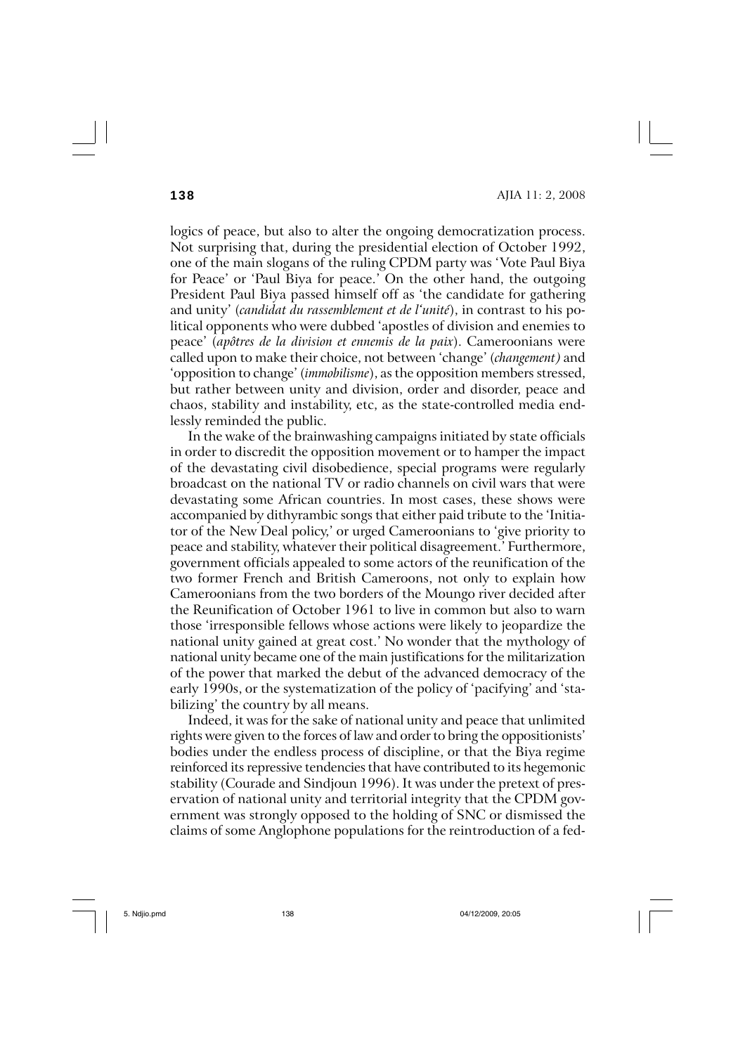logics of peace, but also to alter the ongoing democratization process. Not surprising that, during the presidential election of October 1992, one of the main slogans of the ruling CPDM party was 'Vote Paul Biya for Peace' or 'Paul Biya for peace.' On the other hand, the outgoing President Paul Biya passed himself off as 'the candidate for gathering and unity' (*candidat du rassemblement et de l'unité*), in contrast to his political opponents who were dubbed 'apostles of division and enemies to peace' (*apôtres de la division et ennemis de la paix*). Cameroonians were called upon to make their choice, not between 'change' (*changement)* and 'opposition to change' (*immobilisme*), as the opposition members stressed, but rather between unity and division, order and disorder, peace and chaos, stability and instability, etc, as the state-controlled media endlessly reminded the public.

In the wake of the brainwashing campaigns initiated by state officials in order to discredit the opposition movement or to hamper the impact of the devastating civil disobedience, special programs were regularly broadcast on the national TV or radio channels on civil wars that were devastating some African countries. In most cases, these shows were accompanied by dithyrambic songs that either paid tribute to the 'Initiator of the New Deal policy,' or urged Cameroonians to 'give priority to peace and stability, whatever their political disagreement.' Furthermore, government officials appealed to some actors of the reunification of the two former French and British Cameroons, not only to explain how Cameroonians from the two borders of the Moungo river decided after the Reunification of October 1961 to live in common but also to warn those 'irresponsible fellows whose actions were likely to jeopardize the national unity gained at great cost.' No wonder that the mythology of national unity became one of the main justifications for the militarization of the power that marked the debut of the advanced democracy of the early 1990s, or the systematization of the policy of 'pacifying' and 'stabilizing' the country by all means.

Indeed, it was for the sake of national unity and peace that unlimited rights were given to the forces of law and order to bring the oppositionists' bodies under the endless process of discipline, or that the Biya regime reinforced its repressive tendencies that have contributed to its hegemonic stability (Courade and Sindjoun 1996). It was under the pretext of preservation of national unity and territorial integrity that the CPDM government was strongly opposed to the holding of SNC or dismissed the claims of some Anglophone populations for the reintroduction of a fed-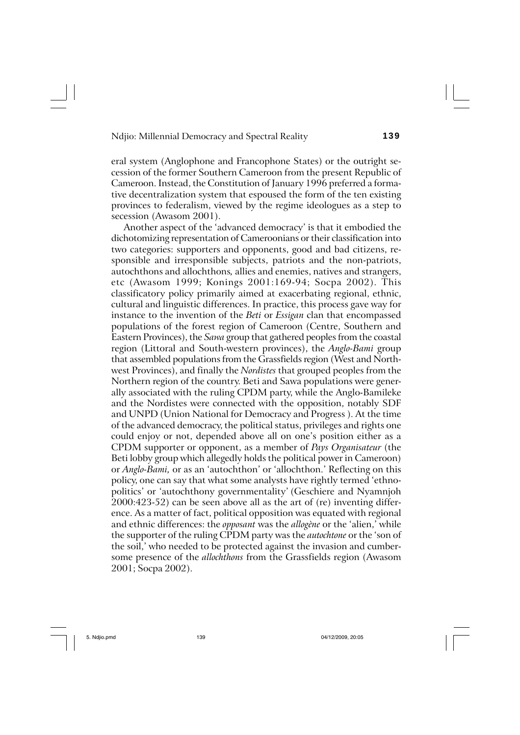eral system (Anglophone and Francophone States) or the outright secession of the former Southern Cameroon from the present Republic of Cameroon. Instead, the Constitution of January 1996 preferred a formative decentralization system that espoused the form of the ten existing provinces to federalism, viewed by the regime ideologues as a step to secession (Awasom 2001).

Another aspect of the 'advanced democracy' is that it embodied the dichotomizing representation of Cameroonians or their classification into two categories: supporters and opponents, good and bad citizens, responsible and irresponsible subjects, patriots and the non-patriots, autochthons and allochthons, allies and enemies, natives and strangers, etc (Awasom 1999; Konings 2001:169-94; Socpa 2002). This classificatory policy primarily aimed at exacerbating regional, ethnic, cultural and linguistic differences. In practice, this process gave way for instance to the invention of the *Beti* or *Essigan* clan that encompassed populations of the forest region of Cameroon (Centre, Southern and Eastern Provinces), the *Sawa* group that gathered peoples from the coastal region (Littoral and South-western provinces), the *Anglo-Bami* group that assembled populations from the Grassfields region (West and Northwest Provinces), and finally the *Nordistes* that grouped peoples from the Northern region of the country. Beti and Sawa populations were generally associated with the ruling CPDM party, while the Anglo-Bamileke and the Nordistes were connected with the opposition, notably SDF and UNPD (Union National for Democracy and Progress ). At the time of the advanced democracy, the political status, privileges and rights one could enjoy or not, depended above all on one's position either as a CPDM supporter or opponent, as a member of *Pays Organisateur* (the Beti lobby group which allegedly holds the political power in Cameroon) or *Anglo-Bami,* or as an 'autochthon' or 'allochthon.' Reflecting on this policy, one can say that what some analysts have rightly termed 'ethnopolitics' or 'autochthony governmentality' (Geschiere and Nyamnjoh 2000:423-52) can be seen above all as the art of (re) inventing difference. As a matter of fact, political opposition was equated with regional and ethnic differences: the *opposant* was the *allogène* or the 'alien,' while the supporter of the ruling CPDM party was the *autochtone* or the 'son of the soil,' who needed to be protected against the invasion and cumbersome presence of the *allochthons* from the Grassfields region (Awasom 2001; Socpa 2002).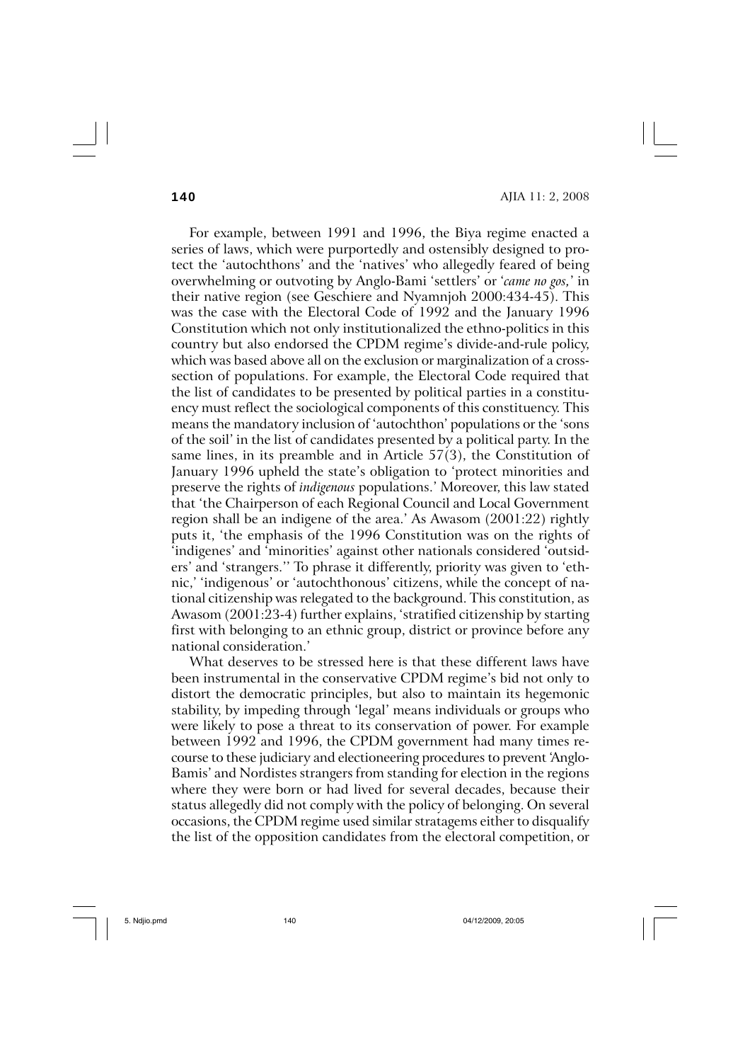For example, between 1991 and 1996, the Biya regime enacted a series of laws, which were purportedly and ostensibly designed to protect the 'autochthons' and the 'natives' who allegedly feared of being overwhelming or outvoting by Anglo-Bami 'settlers' or '*came no gos*,' in their native region (see Geschiere and Nyamnjoh 2000:434-45). This was the case with the Electoral Code of 1992 and the January 1996 Constitution which not only institutionalized the ethno-politics in this country but also endorsed the CPDM regime's divide-and-rule policy, which was based above all on the exclusion or marginalization of a cross-section of populations. For example, the Electoral Code required that the list of candidates to be presented by political parties in a constituency must reflect the sociological components of this constituency. This means the mandatory inclusion of 'autochthon' populations or the 'sons of the soil' in the list of candidates presented by a political party. In the same lines, in its preamble and in Article 57(3), the Constitution of January 1996 upheld the state's obligation to 'protect minorities and preserve the rights of *indigenous* populations.' Moreover, this law stated that 'the Chairperson of each Regional Council and Local Government region shall be an indigene of the area.' As Awasom (2001:22) rightly puts it, 'the emphasis of the 1996 Constitution was on the rights of 'indigenes' and 'minorities' against other nationals considered 'outsiders' and 'strangers.'' To phrase it differently, priority was given to 'ethnic,' 'indigenous' or 'autochthonous' citizens, while the concept of national citizenship was relegated to the background. This constitution, as Awasom (2001:23-4) further explains, 'stratified citizenship by starting first with belonging to an ethnic group, district or province before any national consideration.'

What deserves to be stressed here is that these different laws have been instrumental in the conservative CPDM regime's bid not only to distort the democratic principles, but also to maintain its hegemonic stability, by impeding through 'legal' means individuals or groups who were likely to pose a threat to its conservation of power. For example between 1992 and 1996, the CPDM government had many times recourse to these judiciary and electioneering procedures to prevent 'Anglo-Bamis' and Nordistes strangers from standing for election in the regions where they were born or had lived for several decades, because their status allegedly did not comply with the policy of belonging. On several occasions, the CPDM regime used similar stratagems either to disqualify the list of the opposition candidates from the electoral competition, or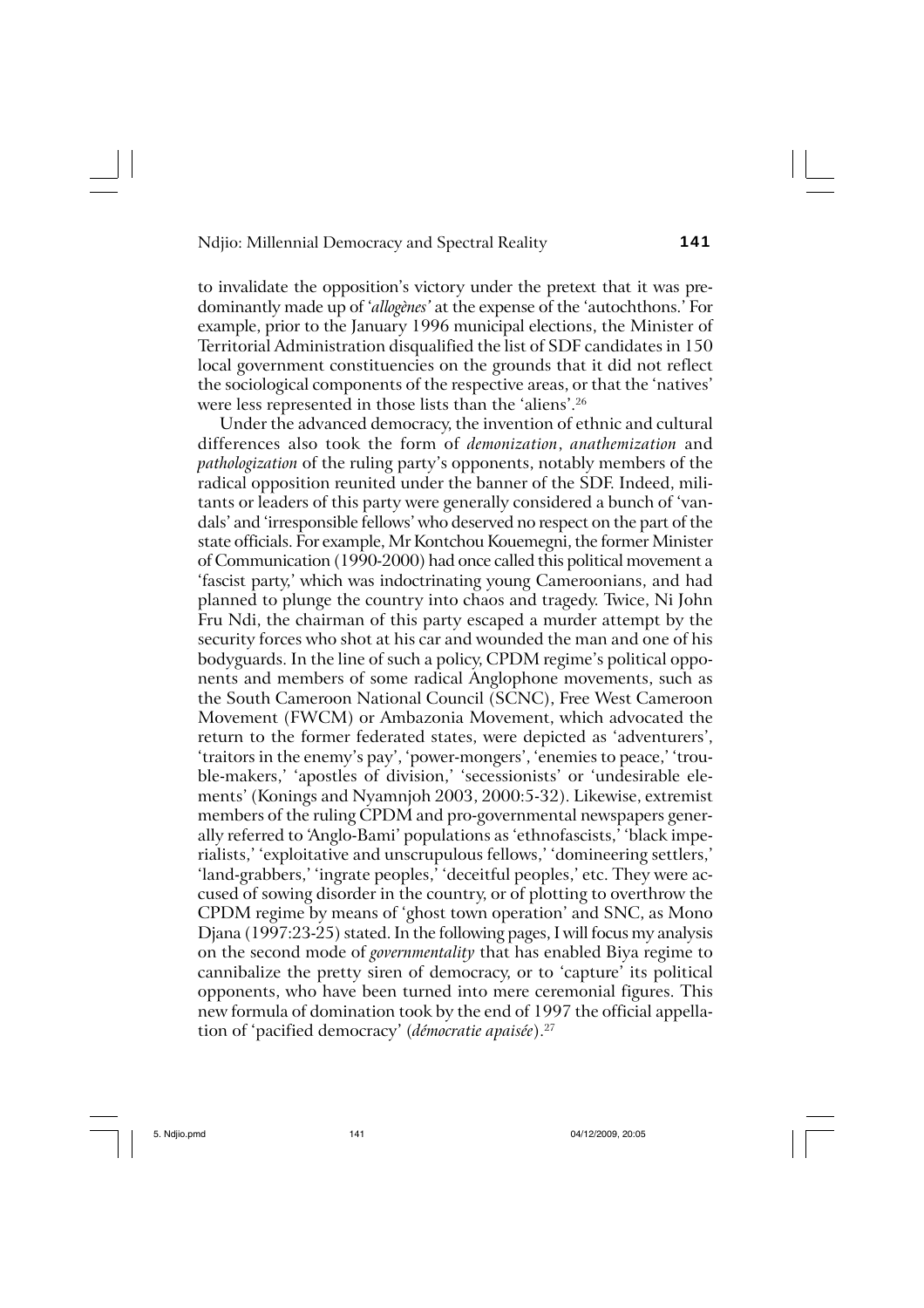to invalidate the opposition's victory under the pretext that it was predominantly made up of '*allogènes'* at the expense of the 'autochthons.' For example, prior to the January 1996 municipal elections, the Minister of Territorial Administration disqualified the list of SDF candidates in 150 local government constituencies on the grounds that it did not reflect the sociological components of the respective areas, or that the 'natives' were less represented in those lists than the 'aliens'.[26]

Under the advanced democracy, the invention of ethnic and cultural differences also took the form of *demonization*, *anathemization* and *pathologization* of the ruling party's opponents, notably members of the radical opposition reunited under the banner of the SDF. Indeed, militants or leaders of this party were generally considered a bunch of 'vandals' and 'irresponsible fellows' who deserved no respect on the part of the state officials. For example, Mr Kontchou Kouemegni, the former Minister of Communication (1990-2000) had once called this political movement a 'fascist party,' which was indoctrinating young Cameroonians, and had planned to plunge the country into chaos and tragedy. Twice, Ni John Fru Ndi, the chairman of this party escaped a murder attempt by the security forces who shot at his car and wounded the man and one of his bodyguards. In the line of such a policy, CPDM regime's political opponents and members of some radical Anglophone movements, such as the South Cameroon National Council (SCNC), Free West Cameroon Movement (FWCM) or Ambazonia Movement, which advocated the return to the former federated states, were depicted as 'adventurers', 'traitors in the enemy's pay', 'power-mongers', 'enemies to peace,' 'trouble-makers,' 'apostles of division,' 'secessionists' or 'undesirable elements' (Konings and Nyamnjoh 2003, 2000:5-32). Likewise, extremist members of the ruling CPDM and pro-governmental newspapers generally referred to 'Anglo-Bami' populations as 'ethnofascists,' 'black imperialists,' 'exploitative and unscrupulous fellows,' 'domineering settlers,' 'land-grabbers,' 'ingrate peoples,' 'deceitful peoples,' etc. They were accused of sowing disorder in the country, or of plotting to overthrow the CPDM regime by means of 'ghost town operation' and SNC, as Mono Djana (1997:23-25) stated. In the following pages, I will focus my analysis on the second mode of *governmentality* that has enabled Biya regime to cannibalize the pretty siren of democracy, or to 'capture' its political opponents, who have been turned into mere ceremonial figures. This new formula of domination took by the end of 1997 the official appellation of 'pacified democracy' (*démocratie apaisée*).[27]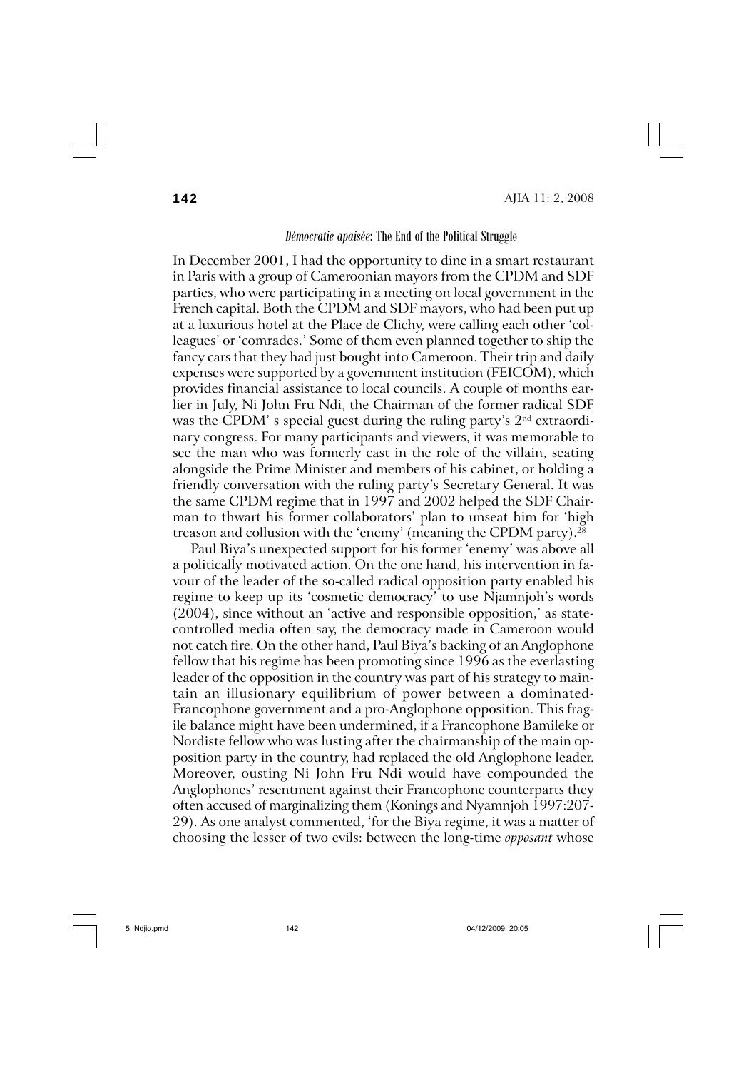## *Démocratie apaisée*: The End of the Political Struggle

In December 2001, I had the opportunity to dine in a smart restaurant in Paris with a group of Cameroonian mayors from the CPDM and SDF parties, who were participating in a meeting on local government in the French capital. Both the CPDM and SDF mayors, who had been put up at a luxurious hotel at the Place de Clichy, were calling each other 'colleagues' or 'comrades.' Some of them even planned together to ship the fancy cars that they had just bought into Cameroon. Their trip and daily expenses were supported by a government institution (FEICOM), which provides financial assistance to local councils. A couple of months earlier in July, Ni John Fru Ndi, the Chairman of the former radical SDF was the CPDM' s special guest during the ruling party's 2nd extraordinary congress. For many participants and viewers, it was memorable to see the man who was formerly cast in the role of the villain, seating alongside the Prime Minister and members of his cabinet, or holding a friendly conversation with the ruling party's Secretary General. It was the same CPDM regime that in 1997 and 2002 helped the SDF Chairman to thwart his former collaborators' plan to unseat him for 'high treason and collusion with the 'enemy' (meaning the CPDM party).[28]

Paul Biya's unexpected support for his former 'enemy' was above all a politically motivated action. On the one hand, his intervention in favour of the leader of the so-called radical opposition party enabled his regime to keep up its 'cosmetic democracy' to use Njamnjoh's words (2004), since without an 'active and responsible opposition,' as state-controlled media often say, the democracy made in Cameroon would not catch fire. On the other hand, Paul Biya's backing of an Anglophone fellow that his regime has been promoting since 1996 as the everlasting leader of the opposition in the country was part of his strategy to maintain an illusionary equilibrium of power between a dominated-Francophone government and a pro-Anglophone opposition. This fragile balance might have been undermined, if a Francophone Bamileke or Nordiste fellow who was lusting after the chairmanship of the main opposition party in the country, had replaced the old Anglophone leader. Moreover, ousting Ni John Fru Ndi would have compounded the Anglophones' resentment against their Francophone counterparts they often accused of marginalizing them (Konings and Nyamnjoh 1997:207-29). As one analyst commented, 'for the Biya regime, it was a matter of choosing the lesser of two evils: between the long-time *opposant* whose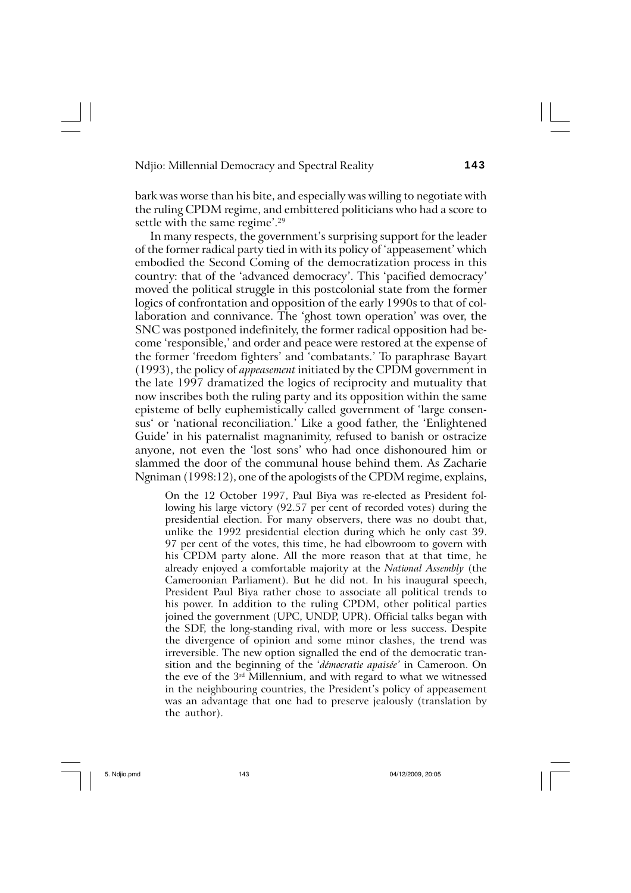bark was worse than his bite, and especially was willing to negotiate with the ruling CPDM regime, and embittered politicians who had a score to settle with the same regime'.[29]

In many respects, the government's surprising support for the leader of the former radical party tied in with its policy of 'appeasement' which embodied the Second Coming of the democratization process in this country: that of the 'advanced democracy'. This 'pacified democracy' moved the political struggle in this postcolonial state from the former logics of confrontation and opposition of the early 1990s to that of collaboration and connivance. The 'ghost town operation' was over, the SNC was postponed indefinitely, the former radical opposition had become 'responsible,' and order and peace were restored at the expense of the former 'freedom fighters' and 'combatants.' To paraphrase Bayart (1993), the policy of *appeasement* initiated by the CPDM government in the late 1997 dramatized the logics of reciprocity and mutuality that now inscribes both the ruling party and its opposition within the same episteme of belly euphemistically called government of 'large consensus' or 'national reconciliation.' Like a good father, the 'Enlightened Guide' in his paternalist magnanimity, refused to banish or ostracize anyone, not even the 'lost sons' who had once dishonoured him or slammed the door of the communal house behind them. As Zacharie Ngniman (1998:12), one of the apologists of the CPDM regime, explains,

> On the 12 October 1997, Paul Biya was re-elected as President following his large victory (92.57 per cent of recorded votes) during the presidential election. For many observers, there was no doubt that, unlike the 1992 presidential election during which he only cast 39. 97 per cent of the votes, this time, he had elbowroom to govern with his CPDM party alone. All the more reason that at that time, he already enjoyed a comfortable majority at the *National Assembly* (the Cameroonian Parliament). But he did not. In his inaugural speech, President Paul Biya rather chose to associate all political trends to his power. In addition to the ruling CPDM, other political parties joined the government (UPC, UNDP, UPR). Official talks began with the SDF, the long-standing rival, with more or less success. Despite the divergence of opinion and some minor clashes, the trend was irreversible. The new option signalled the end of the democratic transition and the beginning of the '*démocratie apaisée*' in Cameroon. On the eve of the 3rd Millennium, and with regard to what we witnessed in the neighbouring countries, the President's policy of appeasement was an advantage that one had to preserve jealously (translation by the author).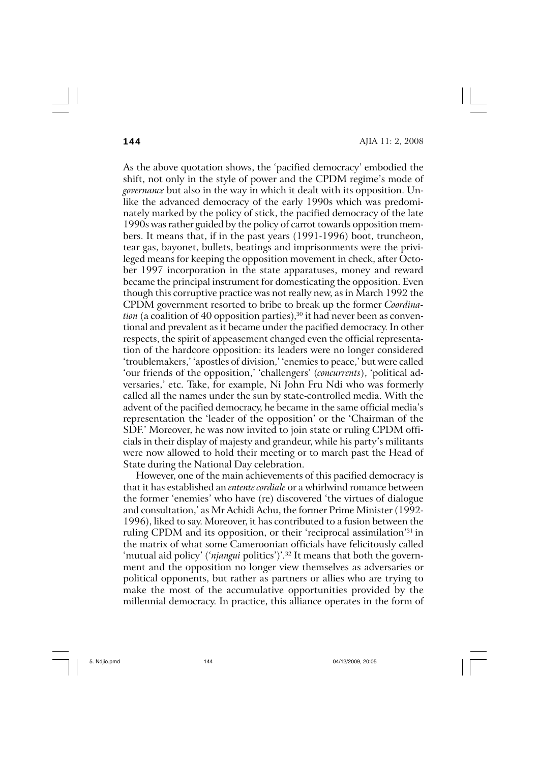As the above quotation shows, the 'pacified democracy' embodied the shift, not only in the style of power and the CPDM regime's mode of *governance* but also in the way in which it dealt with its opposition. Unlike the advanced democracy of the early 1990s which was predominately marked by the policy of stick, the pacified democracy of the late 1990s was rather guided by the policy of carrot towards opposition members. It means that, if in the past years (1991-1996) boot, truncheon, tear gas, bayonet, bullets, beatings and imprisonments were the privileged means for keeping the opposition movement in check, after October 1997 incorporation in the state apparatuses, money and reward became the principal instrument for domesticating the opposition. Even though this corruptive practice was not really new, as in March 1992 the CPDM government resorted to bribe to break up the former *Coordination* (a coalition of 40 opposition parties),[30] it had never been as conventional and prevalent as it became under the pacified democracy. In other respects, the spirit of appeasement changed even the official representation of the hardcore opposition: its leaders were no longer considered 'troublemakers,' 'apostles of division,' 'enemies to peace,' but were called 'our friends of the opposition,' 'challengers' (*concurrents*), 'political adversaries,' etc. Take, for example, Ni John Fru Ndi who was formerly called all the names under the sun by state-controlled media. With the advent of the pacified democracy, he became in the same official media's representation the 'leader of the opposition' or the 'Chairman of the SDF.' Moreover, he was now invited to join state or ruling CPDM officials in their display of majesty and grandeur, while his party's militants were now allowed to hold their meeting or to march past the Head of State during the National Day celebration.

However, one of the main achievements of this pacified democracy is that it has established an *entente cordiale* or a whirlwind romance between the former 'enemies' who have (re) discovered 'the virtues of dialogue and consultation,' as Mr Achidi Achu, the former Prime Minister (1992-1996), liked to say. Moreover, it has contributed to a fusion between the ruling CPDM and its opposition, or their 'reciprocal assimilation'[31] in the matrix of what some Cameroonian officials have felicitously called 'mutual aid policy' ('*njangui* politics')'.[32] It means that both the government and the opposition no longer view themselves as adversaries or political opponents, but rather as partners or allies who are trying to make the most of the accumulative opportunities provided by the millennial democracy. In practice, this alliance operates in the form of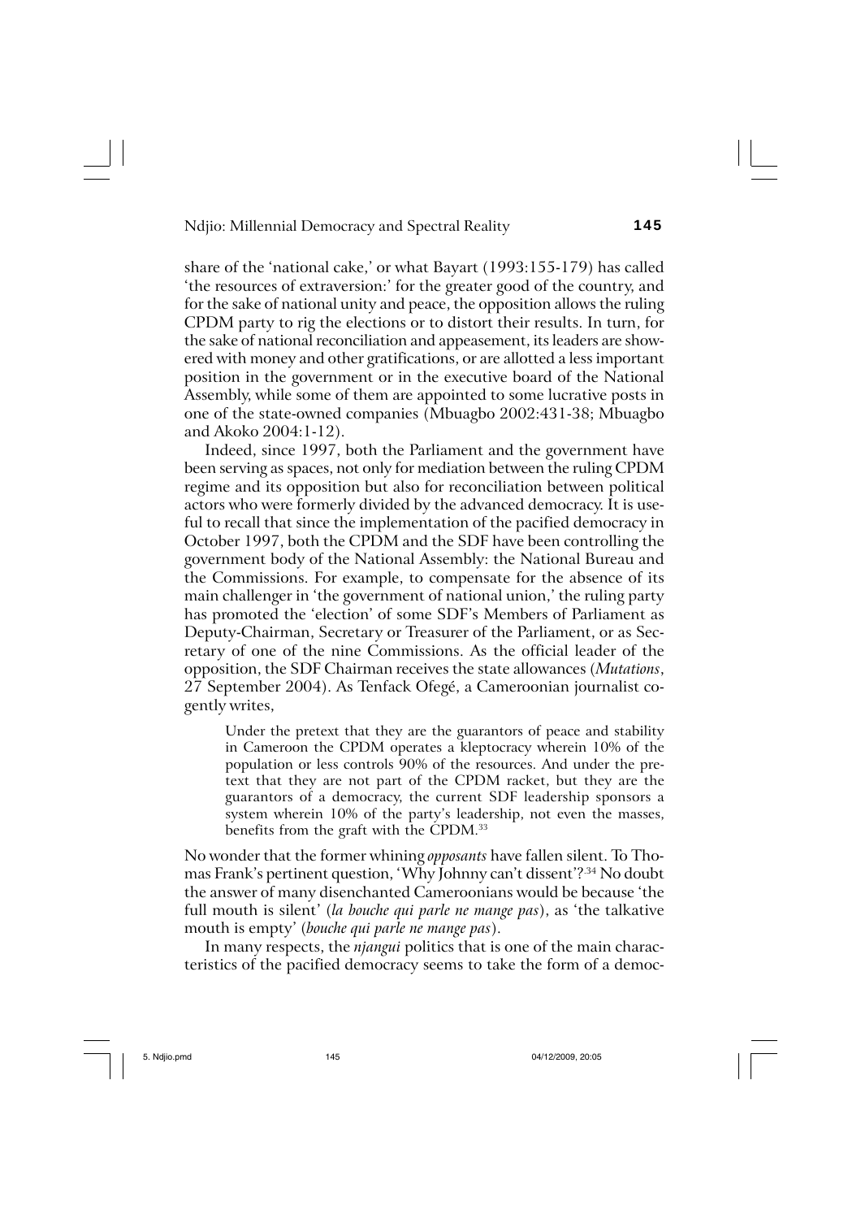share of the 'national cake,' or what Bayart (1993:155-179) has called 'the resources of extraversion:' for the greater good of the country, and for the sake of national unity and peace, the opposition allows the ruling CPDM party to rig the elections or to distort their results. In turn, for the sake of national reconciliation and appeasement, its leaders are showered with money and other gratifications, or are allotted a less important position in the government or in the executive board of the National Assembly, while some of them are appointed to some lucrative posts in one of the state-owned companies (Mbuagbo 2002:431-38; Mbuagbo and Akoko 2004:1-12).

Indeed, since 1997, both the Parliament and the government have been serving as spaces, not only for mediation between the ruling CPDM regime and its opposition but also for reconciliation between political actors who were formerly divided by the advanced democracy. It is useful to recall that since the implementation of the pacified democracy in October 1997, both the CPDM and the SDF have been controlling the government body of the National Assembly: the National Bureau and the Commissions. For example, to compensate for the absence of its main challenger in 'the government of national union,' the ruling party has promoted the 'election' of some SDF's Members of Parliament as Deputy-Chairman, Secretary or Treasurer of the Parliament, or as Secretary of one of the nine Commissions. As the official leader of the opposition, the SDF Chairman receives the state allowances (*Mutations*, 27 September 2004). As Tenfack Ofegé, a Cameroonian journalist cogently writes,

> Under the pretext that they are the guarantors of peace and stability in Cameroon the CPDM operates a kleptocracy wherein 10% of the population or less controls 90% of the resources. And under the pretext that they are not part of the CPDM racket, but they are the guarantors of a democracy, the current SDF leadership sponsors a system wherein 10% of the party's leadership, not even the masses, benefits from the graft with the CPDM.[33]

No wonder that the former whining *opposants* have fallen silent. To Thomas Frank's pertinent question, 'Why Johnny can't dissent'?[34] No doubt the answer of many disenchanted Cameroonians would be because 'the full mouth is silent' (*la bouche qui parle ne mange pas*), as 'the talkative mouth is empty' (*bouche qui parle ne mange pas*).

In many respects, the *njangui* politics that is one of the main characteristics of the pacified democracy seems to take the form of a democ-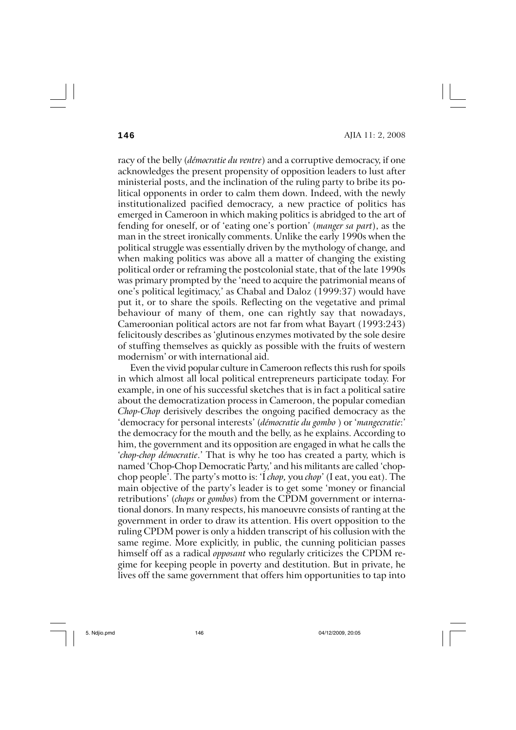racy of the belly (*démocratie du ventre*) and a corruptive democracy, if one acknowledges the present propensity of opposition leaders to lust after ministerial posts, and the inclination of the ruling party to bribe its political opponents in order to calm them down. Indeed, with the newly institutionalized pacified democracy, a new practice of politics has emerged in Cameroon in which making politics is abridged to the art of fending for oneself, or of 'eating one's portion' (*manger sa part*), as the man in the street ironically comments. Unlike the early 1990s when the political struggle was essentially driven by the mythology of change, and when making politics was above all a matter of changing the existing political order or reframing the postcolonial state, that of the late 1990s was primary prompted by the 'need to acquire the patrimonial means of one's political legitimacy,' as Chabal and Daloz (1999:37) would have put it, or to share the spoils. Reflecting on the vegetative and primal behaviour of many of them, one can rightly say that nowadays, Cameroonian political actors are not far from what Bayart (1993:243) felicitously describes as 'glutinous enzymes motivated by the sole desire of stuffing themselves as quickly as possible with the fruits of western modernism' or with international aid.

Even the vivid popular culture in Cameroon reflects this rush for spoils in which almost all local political entrepreneurs participate today. For example, in one of his successful sketches that is in fact a political satire about the democratization process in Cameroon, the popular comedian *Chop-Chop* derisively describes the ongoing pacified democracy as the 'democracy for personal interests' (*démocratie du gombo* ) or '*mangecratie*:' the democracy for the mouth and the belly, as he explains. According to him, the government and its opposition are engaged in what he calls the '*chop-chop démocratie*.' That is why he too has created a party, which is named 'Chop-Chop Democratic Party,' and his militants are called 'chop-chop people'. The party's motto is: 'I *chop,* you *chop*' (I eat, you eat). The main objective of the party's leader is to get some 'money or financial retributions' (*chops* or *gombos*) from the CPDM government or international donors. In many respects, his manoeuvre consists of ranting at the government in order to draw its attention. His overt opposition to the ruling CPDM power is only a hidden transcript of his collusion with the same regime. More explicitly, in public, the cunning politician passes himself off as a radical *opposant* who regularly criticizes the CPDM regime for keeping people in poverty and destitution. But in private, he lives off the same government that offers him opportunities to tap into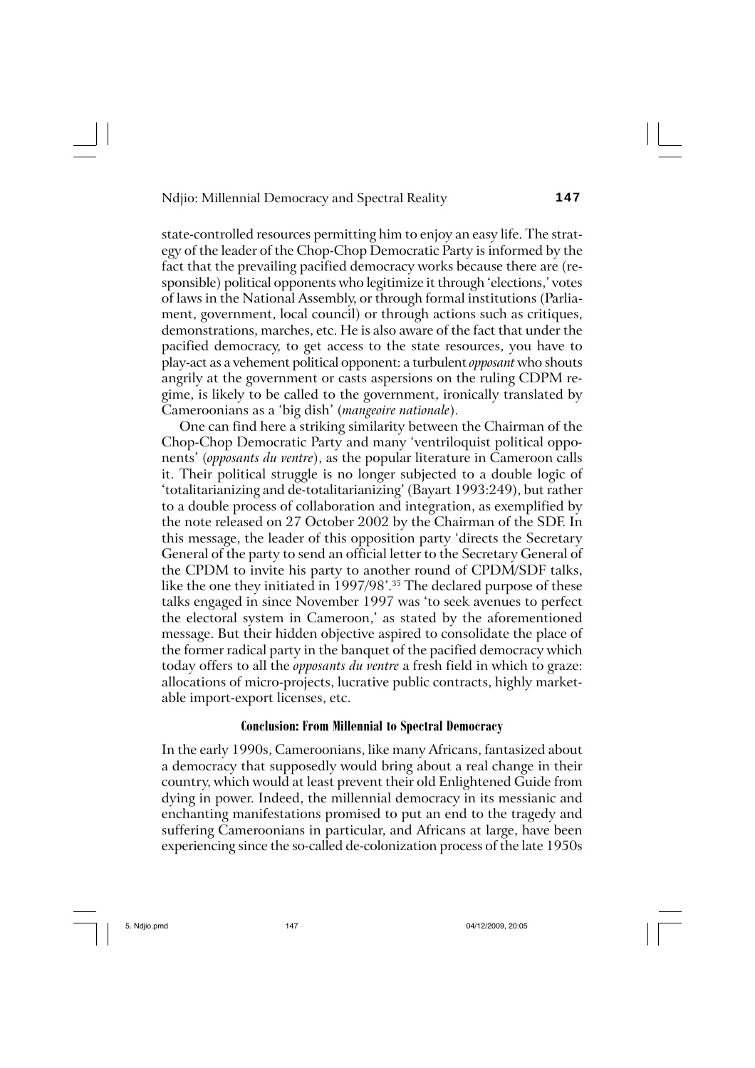state-controlled resources permitting him to enjoy an easy life. The strategy of the leader of the Chop-Chop Democratic Party is informed by the fact that the prevailing pacified democracy works because there are (responsible) political opponents who legitimize it through 'elections,' votes of laws in the National Assembly, or through formal institutions (Parliament, government, local council) or through actions such as critiques, demonstrations, marches, etc. He is also aware of the fact that under the pacified democracy, to get access to the state resources, you have to play-act as a vehement political opponent: a turbulent *opposant* who shouts angrily at the government or casts aspersions on the ruling CDPM regime, is likely to be called to the government, ironically translated by Cameroonians as a 'big dish' (*mangeoire nationale*).

One can find here a striking similarity between the Chairman of the Chop-Chop Democratic Party and many 'ventriloquist political opponents' (*opposants du ventre*), as the popular literature in Cameroon calls it. Their political struggle is no longer subjected to a double logic of 'totalitarianizing and de-totalitarianizing' (Bayart 1993:249), but rather to a double process of collaboration and integration, as exemplified by the note released on 27 October 2002 by the Chairman of the SDF. In this message, the leader of this opposition party 'directs the Secretary General of the party to send an official letter to the Secretary General of the CPDM to invite his party to another round of CPDM/SDF talks, like the one they initiated in 1997/98'.[35] The declared purpose of these talks engaged in since November 1997 was 'to seek avenues to perfect the electoral system in Cameroon,' as stated by the aforementioned message. But their hidden objective aspired to consolidate the place of the former radical party in the banquet of the pacified democracy which today offers to all the *opposants du ventre* a fresh field in which to graze: allocations of micro-projects, lucrative public contracts, highly marketable import-export licenses, etc.

## Conclusion: From Millennial to Spectral Democracy

In the early 1990s, Cameroonians, like many Africans, fantasized about a democracy that supposedly would bring about a real change in their country, which would at least prevent their old Enlightened Guide from dying in power. Indeed, the millennial democracy in its messianic and enchanting manifestations promised to put an end to the tragedy and suffering Cameroonians in particular, and Africans at large, have been experiencing since the so-called de-colonization process of the late 1950s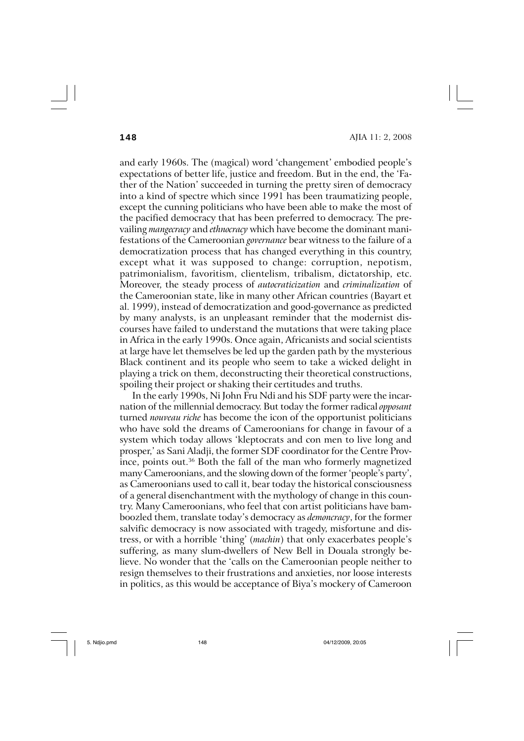and early 1960s. The (magical) word 'changement' embodied people's expectations of better life, justice and freedom. But in the end, the 'Father of the Nation' succeeded in turning the pretty siren of democracy into a kind of spectre which since 1991 has been traumatizing people, except the cunning politicians who have been able to make the most of the pacified democracy that has been preferred to democracy. The prevailing *mangecracy* and *ethnocracy* which have become the dominant manifestations of the Cameroonian *governance* bear witness to the failure of a democratization process that has changed everything in this country, except what it was supposed to change: corruption, nepotism, patrimonialism, favoritism, clientelism, tribalism, dictatorship, etc. Moreover, the steady process of *autocraticization* and *criminalization* of the Cameroonian state, like in many other African countries (Bayart et al. 1999), instead of democratization and good-governance as predicted by many analysts, is an unpleasant reminder that the modernist discourses have failed to understand the mutations that were taking place in Africa in the early 1990s. Once again, Africanists and social scientists at large have let themselves be led up the garden path by the mysterious Black continent and its people who seem to take a wicked delight in playing a trick on them, deconstructing their theoretical constructions, spoiling their project or shaking their certitudes and truths.

In the early 1990s, Ni John Fru Ndi and his SDF party were the incarnation of the millennial democracy. But today the former radical *opposant* turned *nouveau riche* has become the icon of the opportunist politicians who have sold the dreams of Cameroonians for change in favour of a system which today allows 'kleptocrats and con men to live long and prosper,' as Sani Aladji, the former SDF coordinator for the Centre Province, points out.[36] Both the fall of the man who formerly magnetized many Cameroonians, and the slowing down of the former 'people's party', as Cameroonians used to call it, bear today the historical consciousness of a general disenchantment with the mythology of change in this country. Many Cameroonians, who feel that con artist politicians have bamboozled them, translate today's democracy as *demoncracy*, for the former salvific democracy is now associated with tragedy, misfortune and distress, or with a horrible 'thing' (*machin*) that only exacerbates people's suffering, as many slum-dwellers of New Bell in Douala strongly believe. No wonder that the 'calls on the Cameroonian people neither to resign themselves to their frustrations and anxieties, nor loose interests in politics, as this would be acceptance of Biya's mockery of Cameroon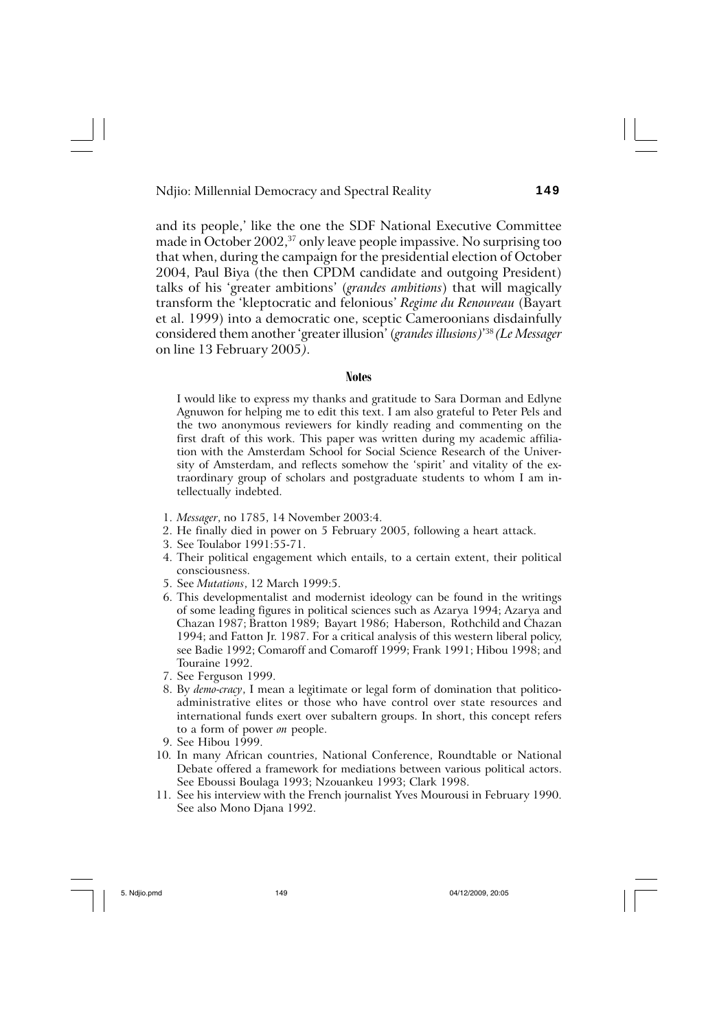and its people,' like the one the SDF National Executive Committee made in October 2002,[37] only leave people impassive. No surprising too that when, during the campaign for the presidential election of October 2004, Paul Biya (the then CPDM candidate and outgoing President) talks of his 'greater ambitions' (*grandes ambitions*) that will magically transform the 'kleptocratic and felonious' *Regime du Renouveau* (Bayart et al. 1999) into a democratic one, sceptic Cameroonians disdainfully considered them another 'greater illusion' (*grandes illusions)*'[38] *(Le Messager* on line 13 February 2005*)*.

## Notes

I would like to express my thanks and gratitude to Sara Dorman and Edlyne Agnuwon for helping me to edit this text. I am also grateful to Peter Pels and the two anonymous reviewers for kindly reading and commenting on the first draft of this work. This paper was written during my academic affiliation with the Amsterdam School for Social Science Research of the University of Amsterdam, and reflects somehow the 'spirit' and vitality of the extraordinary group of scholars and postgraduate students to whom I am intellectually indebted.

1. *Messager*, no 1785, 14 November 2003:4.
2. He finally died in power on 5 February 2005, following a heart attack.
3. See Toulabor 1991:55-71.
4. Their political engagement which entails, to a certain extent, their political consciousness.
5. See *Mutations*, 12 March 1999:5.
6. This developmentalist and modernist ideology can be found in the writings of some leading figures in political sciences such as Azarya 1994; Azarya and Chazan 1987; Bratton 1989; Bayart 1986; Haberson, Rothchild and Chazan 1994; and Fatton Jr. 1987. For a critical analysis of this western liberal policy, see Badie 1992; Comaroff and Comaroff 1999; Frank 1991; Hibou 1998; and Touraine 1992.
7. See Ferguson 1999.
8. By *demo-cracy*, I mean a legitimate or legal form of domination that politico-administrative elites or those who have control over state resources and international funds exert over subaltern groups. In short, this concept refers to a form of power *on* people.
9. See Hibou 1999.
10. In many African countries, National Conference, Roundtable or National Debate offered a framework for mediations between various political actors. See Eboussi Boulaga 1993; Nzouankeu 1993; Clark 1998.
11. See his interview with the French journalist Yves Mourousi in February 1990. See also Mono Djana 1992.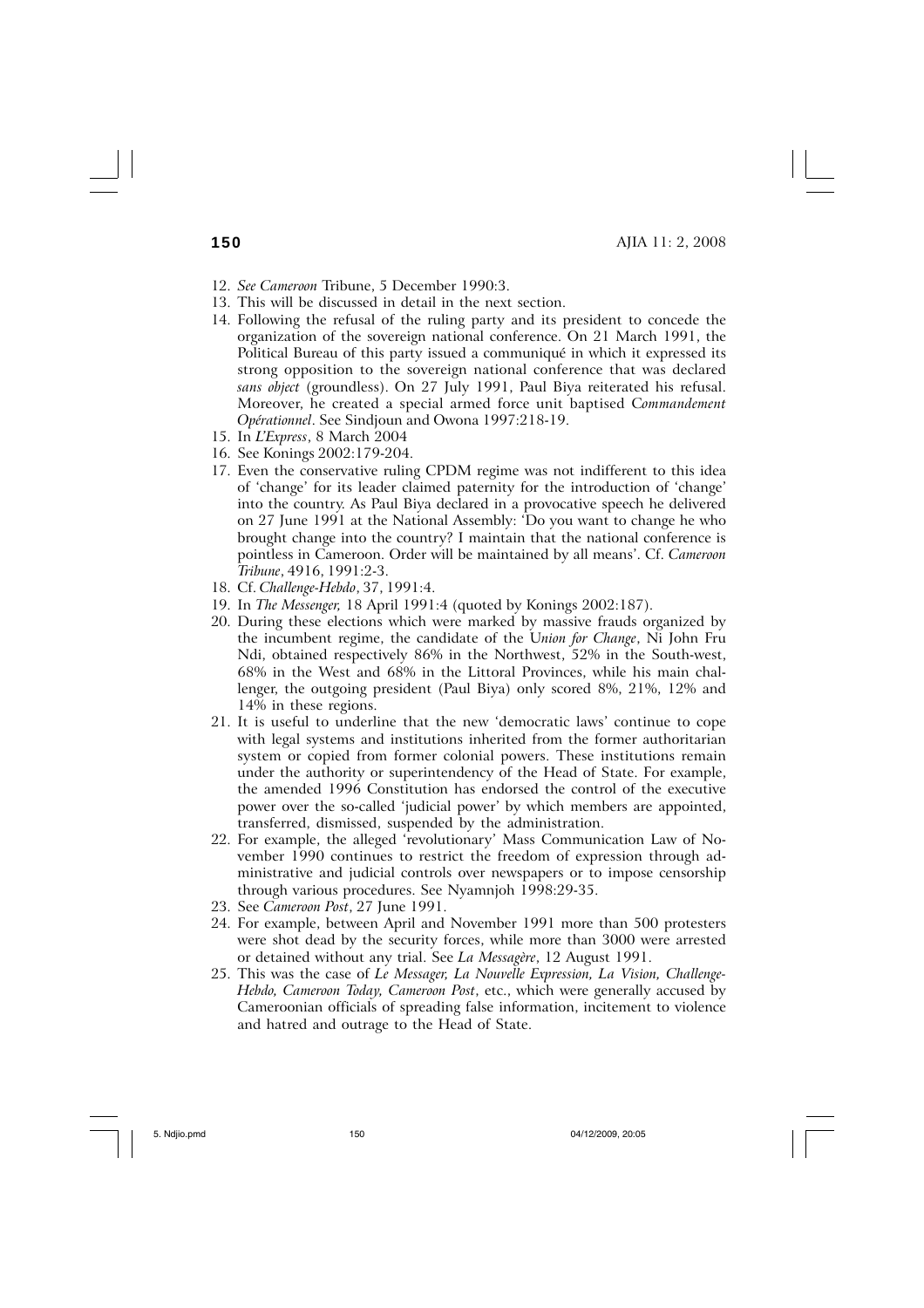12. *See Cameroon* Tribune, 5 December 1990:3.
13. This will be discussed in detail in the next section.
14. Following the refusal of the ruling party and its president to concede the organization of the sovereign national conference. On 21 March 1991, the Political Bureau of this party issued a communiqué in which it expressed its strong opposition to the sovereign national conference that was declared *sans object* (groundless). On 27 July 1991, Paul Biya reiterated his refusal. Moreover, he created a special armed force unit baptised C*ommandement Opérationnel*. See Sindjoun and Owona 1997:218-19.
15. In *L'Express*, 8 March 2004
16. See Konings 2002:179-204.
17. Even the conservative ruling CPDM regime was not indifferent to this idea of 'change' for its leader claimed paternity for the introduction of 'change' into the country. As Paul Biya declared in a provocative speech he delivered on 27 June 1991 at the National Assembly: 'Do you want to change he who brought change into the country? I maintain that the national conference is pointless in Cameroon. Order will be maintained by all means'. Cf. *Cameroon Tribune*, 4916, 1991:2-3.
18. Cf. *Challenge-Hebdo*, 37, 1991:4.
19. In *The Messenger,* 18 April 1991:4 (quoted by Konings 2002:187).
20. During these elections which were marked by massive frauds organized by the incumbent regime, the candidate of the U*nion for Change*, Ni John Fru Ndi, obtained respectively 86% in the Northwest, 52% in the South-west, 68% in the West and 68% in the Littoral Provinces, while his main challenger, the outgoing president (Paul Biya) only scored 8%, 21%, 12% and 14% in these regions.
21. It is useful to underline that the new 'democratic laws' continue to cope with legal systems and institutions inherited from the former authoritarian system or copied from former colonial powers. These institutions remain under the authority or superintendency of the Head of State. For example, the amended 1996 Constitution has endorsed the control of the executive power over the so-called 'judicial power' by which members are appointed, transferred, dismissed, suspended by the administration.
22. For example, the alleged 'revolutionary' Mass Communication Law of November 1990 continues to restrict the freedom of expression through administrative and judicial controls over newspapers or to impose censorship through various procedures. See Nyamnjoh 1998:29-35.
23. See *Cameroon Post*, 27 June 1991.
24. For example, between April and November 1991 more than 500 protesters were shot dead by the security forces, while more than 3000 were arrested or detained without any trial. See *La Messagère*, 12 August 1991.
25. This was the case of *Le Messager, La Nouvelle Expression, La Vision, Challenge-Hebdo, Cameroon Today, Cameroon Post*, etc., which were generally accused by Cameroonian officials of spreading false information, incitement to violence and hatred and outrage to the Head of State.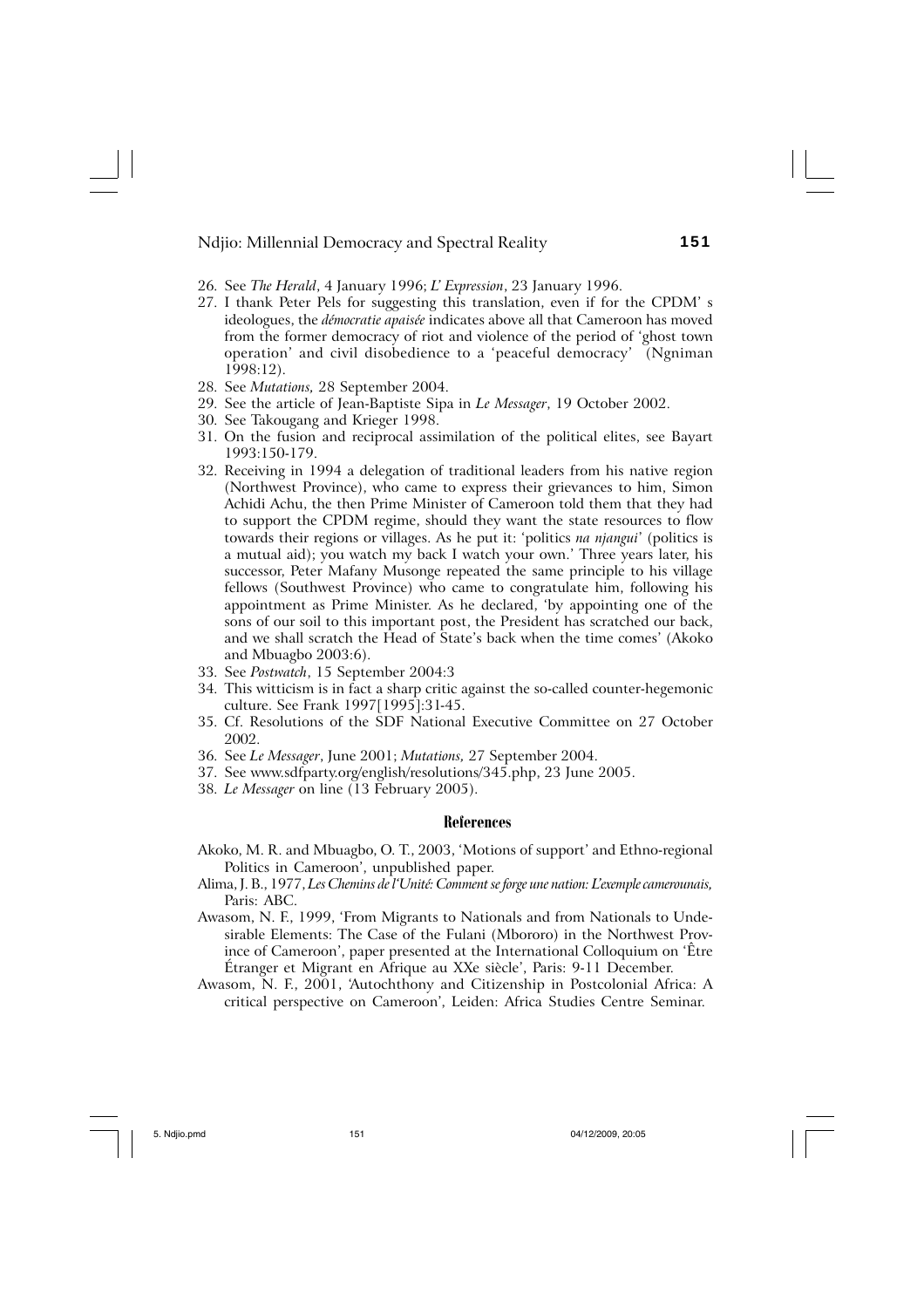26. See *The Herald*, 4 January 1996; *L' Expression*, 23 January 1996.
27. I thank Peter Pels for suggesting this translation, even if for the CPDM' s ideologues, the *démocratie apaisée* indicates above all that Cameroon has moved from the former democracy of riot and violence of the period of 'ghost town operation' and civil disobedience to a 'peaceful democracy' (Ngniman 1998:12).
28. See *Mutations,* 28 September 2004.
29. See the article of Jean-Baptiste Sipa in *Le Messager*, 19 October 2002.
30. See Takougang and Krieger 1998.
31. On the fusion and reciprocal assimilation of the political elites, see Bayart 1993:150-179.
32. Receiving in 1994 a delegation of traditional leaders from his native region (Northwest Province), who came to express their grievances to him, Simon Achidi Achu, the then Prime Minister of Cameroon told them that they had to support the CPDM regime, should they want the state resources to flow towards their regions or villages. As he put it: 'politics *na njangui*' (politics is a mutual aid); you watch my back I watch your own.' Three years later, his successor, Peter Mafany Musonge repeated the same principle to his village fellows (Southwest Province) who came to congratulate him, following his appointment as Prime Minister. As he declared, 'by appointing one of the sons of our soil to this important post, the President has scratched our back, and we shall scratch the Head of State's back when the time comes' (Akoko and Mbuagbo 2003:6).
33. See *Postwatch*, 15 September 2004:3
34. This witticism is in fact a sharp critic against the so-called counter-hegemonic culture. See Frank 1997[1995]:31-45.
35. Cf. Resolutions of the SDF National Executive Committee on 27 October 2002.
36. See *Le Messager*, June 2001; *Mutations,* 27 September 2004.
37. See www.sdfparty.org/english/resolutions/345.php, 23 June 2005.
38. *Le Messager* on line (13 February 2005).

## References

Akoko, M. R. and Mbuagbo, O. T., 2003, 'Motions of support' and Ethno-regional Politics in Cameroon', unpublished paper.

Alima, J. B., 1977, *Les Chemins de l'Unité: Comment se forge une nation: L'exemple camerounais,* Paris: ABC.

Awasom, N. F., 1999, 'From Migrants to Nationals and from Nationals to Undesirable Elements: The Case of the Fulani (Mbororo) in the Northwest Province of Cameroon', paper presented at the International Colloquium on 'Être Étranger et Migrant en Afrique au XXe siècle', Paris: 9-11 December.

Awasom, N. F., 2001, 'Autochthony and Citizenship in Postcolonial Africa: A critical perspective on Cameroon', Leiden: Africa Studies Centre Seminar.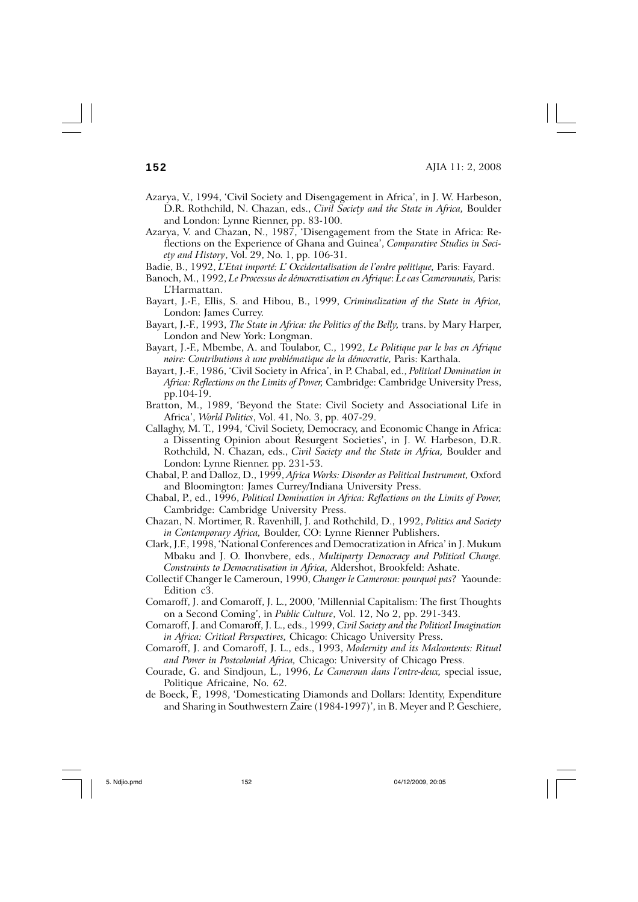Azarya, V., 1994, 'Civil Society and Disengagement in Africa', in J. W. Harbeson, D.R. Rothchild, N. Chazan, eds., *Civil Society and the State in Africa,* Boulder and London: Lynne Rienner, pp. 83-100.

Azarya, V. and Chazan, N., 1987, 'Disengagement from the State in Africa: Reflections on the Experience of Ghana and Guinea', *Comparative Studies in Society and History*, Vol. 29, No. 1, pp. 106-31.

Badie, B., 1992, *L'Etat importé: L' Occidentalisation de l'ordre politique,* Paris: Fayard.

Banoch, M., 1992, *Le Processus de démocratisation en Afrique*: *Le cas Camerounais,* Paris: L'Harmattan.

Bayart, J.-F., Ellis, S. and Hibou, B., 1999, *Criminalization of the State in Africa,* London: James Currey.

Bayart, J.-F., 1993, *The State in Africa: the Politics of the Belly,* trans. by Mary Harper, London and New York: Longman.

Bayart, J.-F., Mbembe, A. and Toulabor, C., 1992, *Le Politique par le bas en Afrique noire: Contributions à une problématique de la démocratie,* Paris: Karthala.

Bayart, J.-F., 1986, 'Civil Society in Africa', in P. Chabal, ed., *Political Domination in Africa: Reflections on the Limits of Power,* Cambridge: Cambridge University Press, pp.104-19.

Bratton, M., 1989, 'Beyond the State: Civil Society and Associational Life in Africa', *World Politics*, Vol. 41, No. 3, pp. 407-29.

Callaghy, M. T., 1994, 'Civil Society, Democracy, and Economic Change in Africa: a Dissenting Opinion about Resurgent Societies', in J. W. Harbeson, D.R. Rothchild, N. Chazan, eds., *Civil Society and the State in Africa,* Boulder and London: Lynne Rienner. pp. 231-53.

Chabal, P. and Dalloz, D., 1999, *Africa Works: Disorder as Political Instrument,* Oxford and Bloomington: James Currey/Indiana University Press.

Chabal, P., ed., 1996, *Political Domination in Africa: Reflections on the Limits of Power,* Cambridge: Cambridge University Press.

Chazan, N. Mortimer, R. Ravenhill, J. and Rothchild, D., 1992, *Politics and Society in Contemporary Africa,* Boulder, CO: Lynne Rienner Publishers.

Clark, J.F., 1998, 'National Conferences and Democratization in Africa' in J. Mukum Mbaku and J. O. Ihonvbere, eds., *Multiparty Democracy and Political Change. Constraints to Democratisation in Africa,* Aldershot, Brookfeld: Ashate.

Collectif Changer le Cameroun, 1990, *Changer le Cameroun: pourquoi pas*? Yaounde: Edition c3.

Comaroff, J. and Comaroff, J. L., 2000, 'Millennial Capitalism: The first Thoughts on a Second Coming', in *Public Culture*, Vol. 12, No 2, pp. 291-343.

Comaroff, J. and Comaroff, J. L., eds., 1999, *Civil Society and the Political Imagination in Africa: Critical Perspectives,* Chicago: Chicago University Press.

Comaroff, J. and Comaroff, J. L., eds., 1993, *Modernity and its Malcontents: Ritual and Power in Postcolonial Africa,* Chicago: University of Chicago Press.

Courade, G. and Sindjoun, L., 1996, *Le Cameroun dans l'entre-deux,* special issue, Politique Africaine, No. 62.

de Boeck, F., 1998, 'Domesticating Diamonds and Dollars: Identity, Expenditure and Sharing in Southwestern Zaire (1984-1997)', in B. Meyer and P. Geschiere,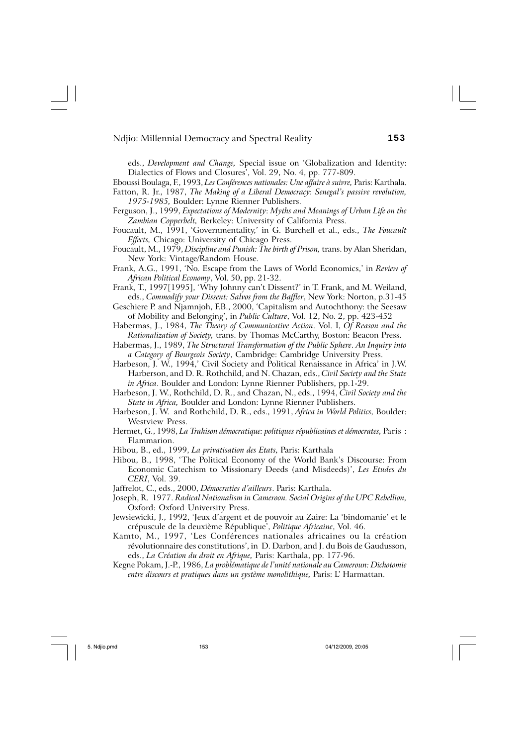eds., *Development and Change,* Special issue on 'Globalization and Identity: Dialectics of Flows and Closures', Vol. 29, No. 4, pp. 777-809.

Eboussi Boulaga, F., 1993, *Les Conférences nationales: Une affaire à suivre,* Paris: Karthala.

Fatton, R. Jr., 1987, *The Making of a Liberal Democracy: Senegal's passive revolution, 1975-1985,* Boulder: Lynne Rienner Publishers.

Ferguson, J., 1999, *Expectations of Modernity*: *Myths and Meanings of Urban Life on the Zambian Copperbelt,* Berkeley: University of California Press.

Foucault, M., 1991, 'Governmentality,' in G. Burchell et al., eds., *The Foucault Effects,* Chicago: University of Chicago Press.

Foucault, M., 1979, *Discipline and Punish: The birth of Prison,* trans. by Alan Sheridan, New York: Vintage/Random House.

Frank, A.G., 1991, 'No. Escape from the Laws of World Economics,' in *Review of African Political Economy*, Vol. 50, pp. 21-32.

Frank, T., 1997[1995], 'Why Johnny can't Dissent?' in T. Frank, and M. Weiland, eds., *Commodify your Dissent: Salvos from the Baffler*, New York: Norton, p.31-45

Geschiere P. and Njamnjoh, F.B., 2000, 'Capitalism and Autochthony: the Seesaw of Mobility and Belonging', in *Public Culture*, Vol. 12, No. 2, pp. 423-452

Habermas, J., 1984, *The Theory of Communicative Action*. Vol. I, *Of Reason and the Rationalization of Society,* trans. by Thomas McCarthy, Boston: Beacon Press.

Habermas, J., 1989, *The Structural Transformation of the Public Sphere*. *An Inquiry into a Category of Bourgeois Society*, Cambridge: Cambridge University Press.

Harbeson, J. W., 1994,' Civil Society and Political Renaissance in Africa' in J.W. Harberson, and D. R. Rothchild, and N. Chazan, eds., *Civil Society and the State in Africa*. Boulder and London: Lynne Rienner Publishers, pp.1-29.

Harbeson, J. W., Rothchild, D. R., and Chazan, N., eds., 1994, *Civil Society and the State in Africa,* Boulder and London: Lynne Rienner Publishers.

Harbeson, J. W. and Rothchild, D. R., eds., 1991, *Africa in World Politics,* Boulder: Westview Press.

Hermet, G., 1998, *La Trahison démocratique: politiques républicaines et démocrates,* Paris : Flammarion.

Hibou, B., ed., 1999, *La privatisation des Etats,* Paris: Karthala

Hibou, B., 1998, 'The Political Economy of the World Bank's Discourse: From Economic Catechism to Missionary Deeds (and Misdeeds)', *Les Etudes du CERI*, Vol. 39.

Jaffrelot, C., eds., 2000, *Démocraties d'ailleurs*. Paris: Karthala.

Joseph, R. 1977. *Radical Nationalism in Cameroon. Social Origins of the UPC Rebellion,* Oxford: Oxford University Press.

Jewsiewicki, J., 1992, 'Jeux d'argent et de pouvoir au Zaire: La 'bindomanie' et le crépuscule de la deuxième République', *Politique Africaine*, Vol. 46.

Kamto, M., 1997, 'Les Conférences nationales africaines ou la création révolutionnaire des constitutions', in D. Darbon, and J. du Bois de Gaudusson, eds., *La Création du droit en Afrique,* Paris: Karthala, pp. 177-96.

Kegne Pokam, J.-P., 1986, *La problématique de l'unité nationale au Cameroun: Dichotomie entre discours et pratiques dans un système monolithique,* Paris: L' Harmattan.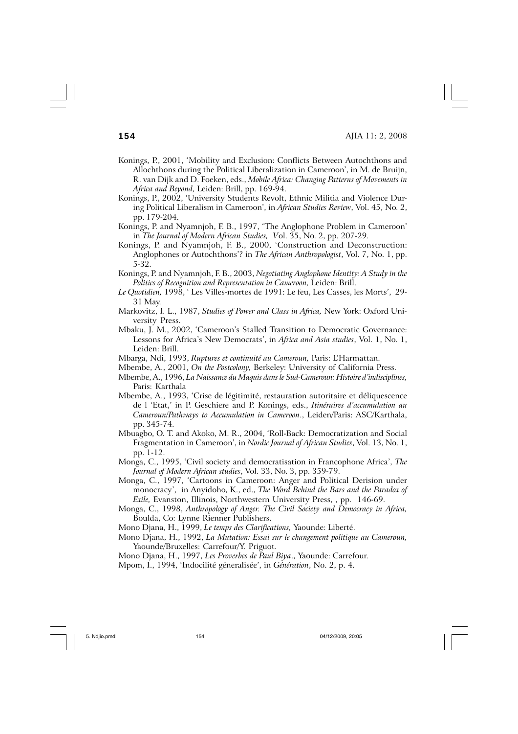Konings, P., 2001, 'Mobility and Exclusion: Conflicts Between Autochthons and Allochthons during the Political Liberalization in Cameroon', in M. de Bruijn, R. van Dijk and D. Foeken, eds., *Mobile Africa: Changing Patterns of Movements in Africa and Beyond,* Leiden: Brill, pp. 169-94.

Konings, P., 2002, 'University Students Revolt, Ethnic Militia and Violence During Political Liberalism in Cameroon', in *African Studies Review*, Vol. 45, No. 2, pp. 179-204.

Konings, P. and Nyamnjoh, F. B., 1997, 'The Anglophone Problem in Cameroon' in *The Journal of Modern African Studies,* Vol. 35, No. 2, pp. 207-29.

Konings, P. and Nyamnjoh, F. B., 2000, 'Construction and Deconstruction: Anglophones or Autochthons'? in *The African Anthropologist*, Vol. 7, No. 1, pp. 5-32.

Konings, P. and Nyamnjoh, F. B., 2003, *Negotiating Anglophone Identity: A Study in the Politics of Recognition and Representation in Cameroon,* Leiden: Brill.

*Le Quotidien,* 1998, ' Les Villes-mortes de 1991: Le feu, Les Casses, les Morts', 29-31 May.

Markovitz, I. L., 1987, *Studies of Power and Class in Africa,* New York: Oxford University Press.

Mbaku, J. M., 2002, 'Cameroon's Stalled Transition to Democratic Governance: Lessons for Africa's New Democrats', in *Africa and Asia studies*, Vol. 1, No. 1, Leiden: Brill.

Mbarga, Ndi, 1993, *Ruptures et continuité au Cameroun,* Paris: L'Harmattan.

Mbembe, A., 2001, *On the Postcolony,* Berkeley: University of California Press.

Mbembe, A., 1996, *La Naissance du Maquis dans le Sud-Cameroun: Histoire d'indisciplines,* Paris: Karthala

Mbembe, A., 1993, 'Crise de légitimité, restauration autoritaire et déliquescence de l 'Etat,' in P. Geschiere and P. Konings, eds., *Itinéraires d'accumulation au Cameroun/Pathways to Accumulation in Cameroon*., Leiden/Paris: ASC/Karthala, pp. 345-74.

Mbuagbo, O. T. and Akoko, M. R., 2004, 'Roll-Back: Democratization and Social Fragmentation in Cameroon', in *Nordic Journal of African Studies*, Vol. 13, No. 1, pp. 1-12.

Monga, C., 1995, 'Civil society and democratisation in Francophone Africa', *The Journal of Modern African studies*, Vol. 33, No. 3, pp. 359-79.

Monga, C., 1997, 'Cartoons in Cameroon: Anger and Political Derision under monocracy', in Anyidoho, K., ed., *The Word Behind the Bars and the Paradox of Exile,* Evanston, Illinois, Northwestern University Press, , pp. 146-69.

Monga, C., 1998, *Anthropology of Anger. The Civil Society and Democracy in Africa,* Boulda, Co: Lynne Rienner Publishers.

Mono Djana, H., 1999, *Le temps des Clarifications,* Yaounde: Liberté.

Mono Djana, H., 1992, *La Mutation: Essai sur le changement politique au Cameroun,* Yaounde/Bruxelles: Carrefour/Y. Priguot.

Mono Djana, H., 1997, *Les Proverbes de Paul Biya*., Yaounde: Carrefour.

Mpom, I., 1994, 'Indocilité géneralisée', in *Génération*, No. 2, p. 4.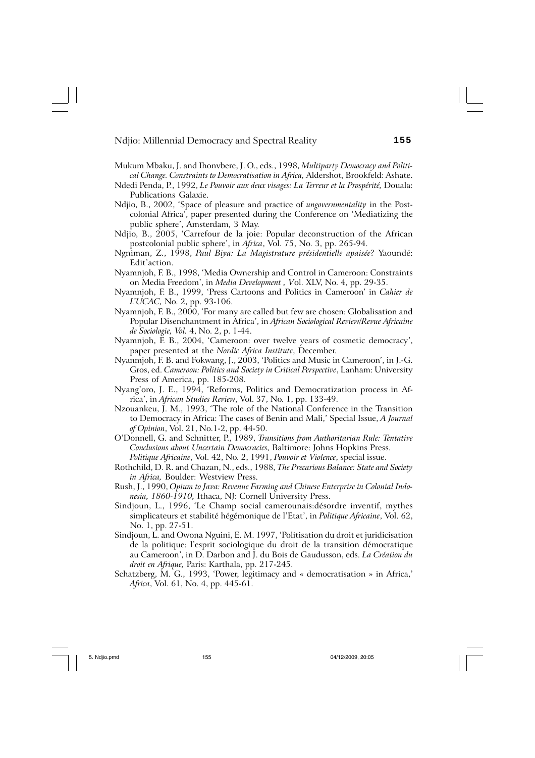Mukum Mbaku, J. and Ihonvbere, J. O., eds., 1998, *Multiparty Democracy and Political Change. Constraints to Democratisation in Africa,* Aldershot, Brookfeld: Ashate.

Ndedi Penda, P., 1992, *Le Pouvoir aux deux visages: La Terreur et la Prospérité,* Douala: Publications Galaxie.

Ndjio, B., 2002, 'Space of pleasure and practice of *ungovernmentality* in the Postcolonial Africa', paper presented during the Conference on 'Mediatizing the public sphere', Amsterdam, 3 May.

Ndjio, B., 2005, 'Carrefour de la joie: Popular deconstruction of the African postcolonial public sphere', in *Africa*, Vol. 75, No. 3, pp. 265-94.

Ngniman, Z., 1998, *Paul Biya: La Magistrature présidentielle apaisée*? Yaoundé: Edit'action.

Nyamnjoh, F. B., 1998, 'Media Ownership and Control in Cameroon: Constraints on Media Freedom', in *Media Development , V*ol. XLV, No. 4, pp. 29-35.

Nyamnjoh, F. B., 1999, 'Press Cartoons and Politics in Cameroon' in *Cahier de L'UCAC,* No. 2, pp. 93-106.

Nyamnjoh, F. B., 2000, 'For many are called but few are chosen: Globalisation and Popular Disenchantment in Africa', in *African Sociological Review/Revue Africaine de Sociologie, Vol.* 4, No. 2, p. 1-44.

Nyamnjoh, F. B., 2004, 'Cameroon: over twelve years of cosmetic democracy', paper presented at the *Nordic Africa Institute*, December.

Nyanmjoh, F. B. and Fokwang, J., 2003, 'Politics and Music in Cameroon', in J.-G. Gros, ed. *Cameroon: Politics and Society in Critical Perspective*, Lanham: University Press of America, pp. 185-208.

Nyang'oro, J. E., 1994, 'Reforms, Politics and Democratization process in Africa', in *African Studies Review,* Vol. 37, No. 1, pp. 133-49.

Nzouankeu, J. M., 1993, 'The role of the National Conference in the Transition to Democracy in Africa: The cases of Benin and Mali,' Special Issue, *A Journal of Opinion*, Vol. 21, No.1-2, pp. 44-50.

O'Donnell, G. and Schnitter, P., 1989, *Transitions from Authoritarian Rule: Tentative Conclusions about Uncertain Democracies,* Baltimore: Johns Hopkins Press.

*Politique Africaine*, Vol. 42, No. 2, 1991, *Pouvoir et Violence*, special issue.

Rothchild, D. R. and Chazan, N., eds., 1988, *The Precarious Balance: State and Society in Africa,* Boulder: Westview Press.

Rush, J., 1990, *Opium to Java: Revenue Farming and Chinese Enterprise in Colonial Indonesia, 1860-1910,* Ithaca, NJ: Cornell University Press.

Sindjoun, L., 1996, 'Le Champ social camerounais:désordre inventif, mythes simplicateurs et stabilité hégémonique de l'Etat', in *Politique Africaine*, Vol. 62, No. 1, pp. 27-51.

Sindjoun, L. and Owona Nguini, E. M. 1997, 'Politisation du droit et juridicisation de la politique: l'esprit sociologique du droit de la transition démocratique au Cameroun', in D. Darbon and J. du Bois de Gaudusson, eds. *La Création du droit en Afrique,* Paris: Karthala, pp. 217-245.

Schatzberg, M. G., 1993, 'Power, legitimacy and « democratisation » in Africa,' *Africa*, Vol. 61, No. 4, pp. 445-61.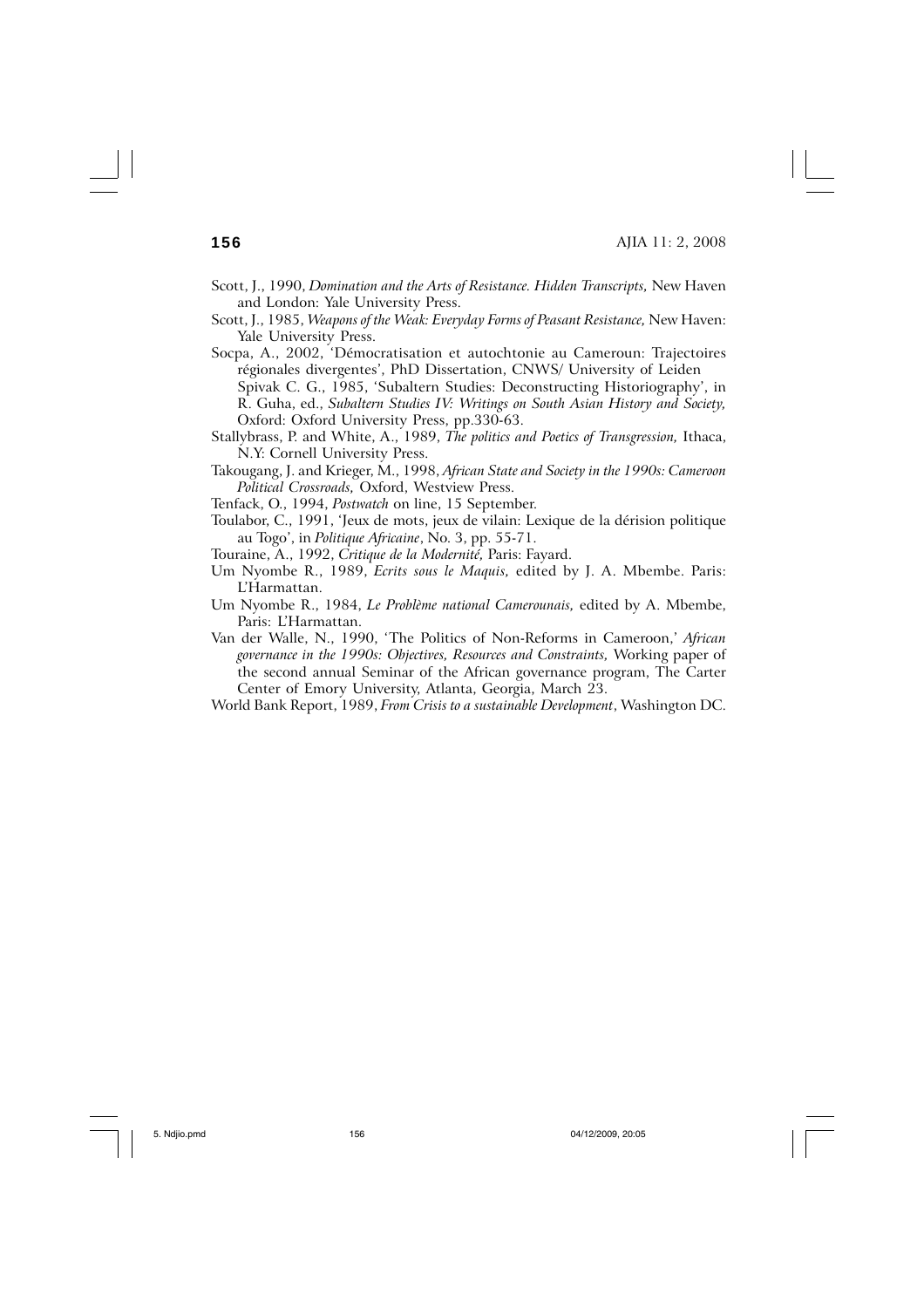Scott, J., 1990, *Domination and the Arts of Resistance. Hidden Transcripts,* New Haven and London: Yale University Press.

Scott, J., 1985, *Weapons of the Weak: Everyday Forms of Peasant Resistance,* New Haven: Yale University Press.

Socpa, A., 2002, 'Démocratisation et autochtonie au Cameroun: Trajectoires régionales divergentes', PhD Dissertation, CNWS/ University of Leiden
Spivak C. G., 1985, 'Subaltern Studies: Deconstructing Historiography', in R. Guha, ed., *Subaltern Studies IV: Writings on South Asian History and Society,* Oxford: Oxford University Press, pp.330-63.

Stallybrass, P. and White, A., 1989, *The politics and Poetics of Transgression,* Ithaca, N.Y: Cornell University Press.

Takougang, J. and Krieger, M., 1998, *African State and Society in the 1990s: Cameroon Political Crossroads,* Oxford, Westview Press.

Tenfack, O., 1994, *Postwatch* on line, 15 September.

Toulabor, C., 1991, 'Jeux de mots, jeux de vilain: Lexique de la dérision politique au Togo', in *Politique Africaine*, No. 3, pp. 55-71.

Touraine, A., 1992, *Critique de la Modernité,* Paris: Fayard.

Um Nyombe R., 1989, *Ecrits sous le Maquis,* edited by J. A. Mbembe. Paris: L'Harmattan.

Um Nyombe R., 1984, *Le Problème national Camerounais,* edited by A. Mbembe, Paris: L'Harmattan.

Van der Walle, N., 1990, 'The Politics of Non-Reforms in Cameroon,' *African governance in the 1990s: Objectives, Resources and Constraints,* Working paper of the second annual Seminar of the African governance program, The Carter Center of Emory University, Atlanta, Georgia, March 23.

World Bank Report, 1989, *From Crisis to a sustainable Development*, Washington DC.